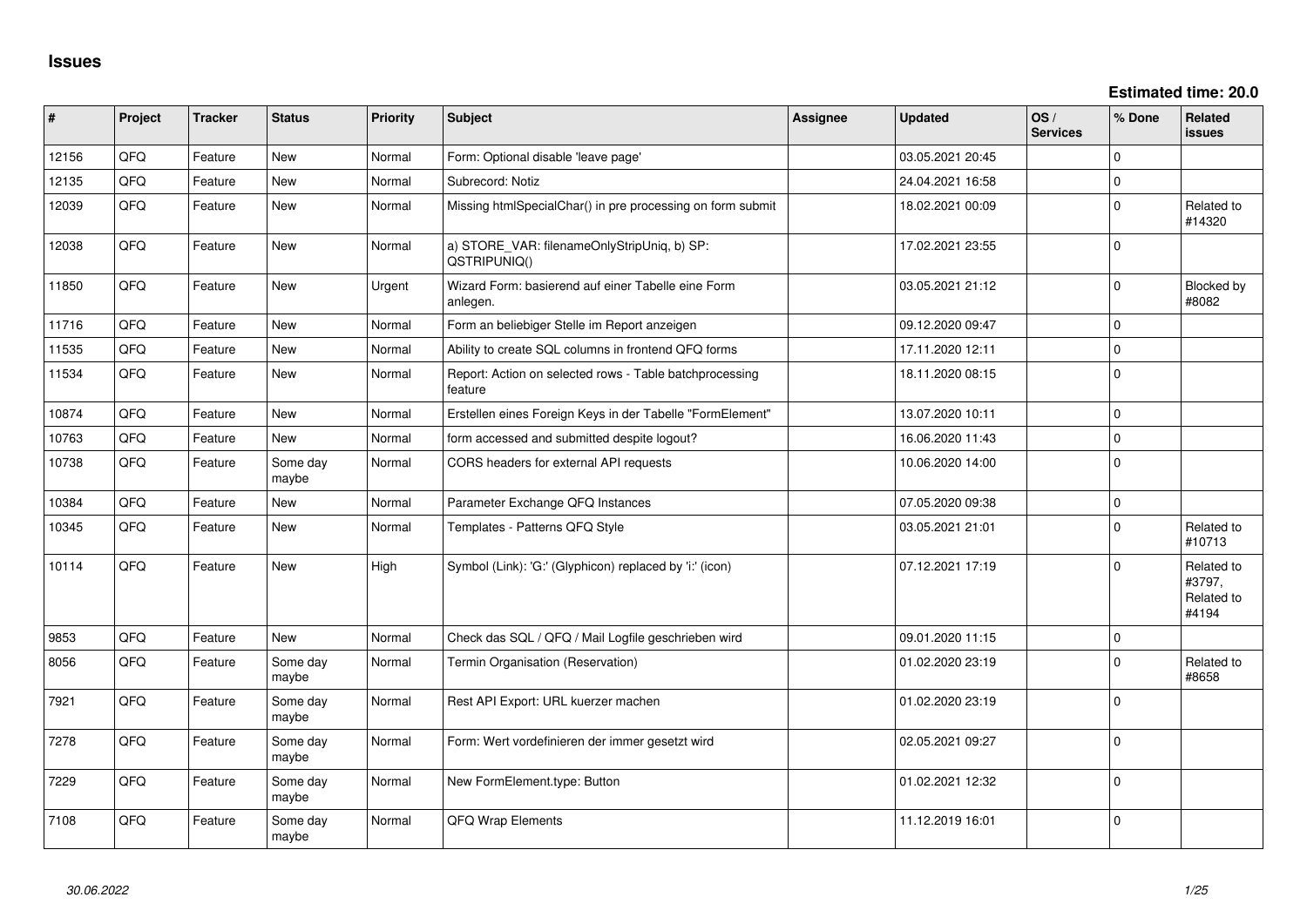# Issues

**Estimated time: 20.0**

| # | Project | Tracker | Status | Priority | Subject | Assignee | Updated | OS / Services | % Done | Related issues |
|---|---|---|---|---|---|---|---|---|---|---|
| 12156 | QFQ | Feature | New | Normal | Form: Optional disable 'leave page' | | 03.05.2021 20:45 | | 0 | |
| 12135 | QFQ | Feature | New | Normal | Subrecord: Notiz | | 24.04.2021 16:58 | | 0 | |
| 12039 | QFQ | Feature | New | Normal | Missing htmlSpecialChar() in pre processing on form submit | | 18.02.2021 00:09 | | 0 | Related to #14320 |
| 12038 | QFQ | Feature | New | Normal | a) STORE_VAR: filenameOnlyStripUniq, b) SP: QSTRIPUNIQ() | | 17.02.2021 23:55 | | 0 | |
| 11850 | QFQ | Feature | New | Urgent | Wizard Form: basierend auf einer Tabelle eine Form anlegen. | | 03.05.2021 21:12 | | 0 | Blocked by #8082 |
| 11716 | QFQ | Feature | New | Normal | Form an beliebiger Stelle im Report anzeigen | | 09.12.2020 09:47 | | 0 | |
| 11535 | QFQ | Feature | New | Normal | Ability to create SQL columns in frontend QFQ forms | | 17.11.2020 12:11 | | 0 | |
| 11534 | QFQ | Feature | New | Normal | Report: Action on selected rows - Table batchprocessing feature | | 18.11.2020 08:15 | | 0 | |
| 10874 | QFQ | Feature | New | Normal | Erstellen eines Foreign Keys in der Tabelle "FormElement" | | 13.07.2020 10:11 | | 0 | |
| 10763 | QFQ | Feature | New | Normal | form accessed and submitted despite logout? | | 16.06.2020 11:43 | | 0 | |
| 10738 | QFQ | Feature | Some day maybe | Normal | CORS headers for external API requests | | 10.06.2020 14:00 | | 0 | |
| 10384 | QFQ | Feature | New | Normal | Parameter Exchange QFQ Instances | | 07.05.2020 09:38 | | 0 | |
| 10345 | QFQ | Feature | New | Normal | Templates - Patterns QFQ Style | | 03.05.2021 21:01 | | 0 | Related to #10713 |
| 10114 | QFQ | Feature | New | High | Symbol (Link): 'G:' (Glyphicon) replaced by 'i:' (icon) | | 07.12.2021 17:19 | | 0 | Related to #3797, Related to #4194 |
| 9853 | QFQ | Feature | New | Normal | Check das SQL / QFQ / Mail Logfile geschrieben wird | | 09.01.2020 11:15 | | 0 | |
| 8056 | QFQ | Feature | Some day maybe | Normal | Termin Organisation (Reservation) | | 01.02.2020 23:19 | | 0 | Related to #8658 |
| 7921 | QFQ | Feature | Some day maybe | Normal | Rest API Export: URL kuerzer machen | | 01.02.2020 23:19 | | 0 | |
| 7278 | QFQ | Feature | Some day maybe | Normal | Form: Wert vordefinieren der immer gesetzt wird | | 02.05.2021 09:27 | | 0 | |
| 7229 | QFQ | Feature | Some day maybe | Normal | New FormElement.type: Button | | 01.02.2021 12:32 | | 0 | |
| 7108 | QFQ | Feature | Some day maybe | Normal | QFQ Wrap Elements | | 11.12.2019 16:01 | | 0 | |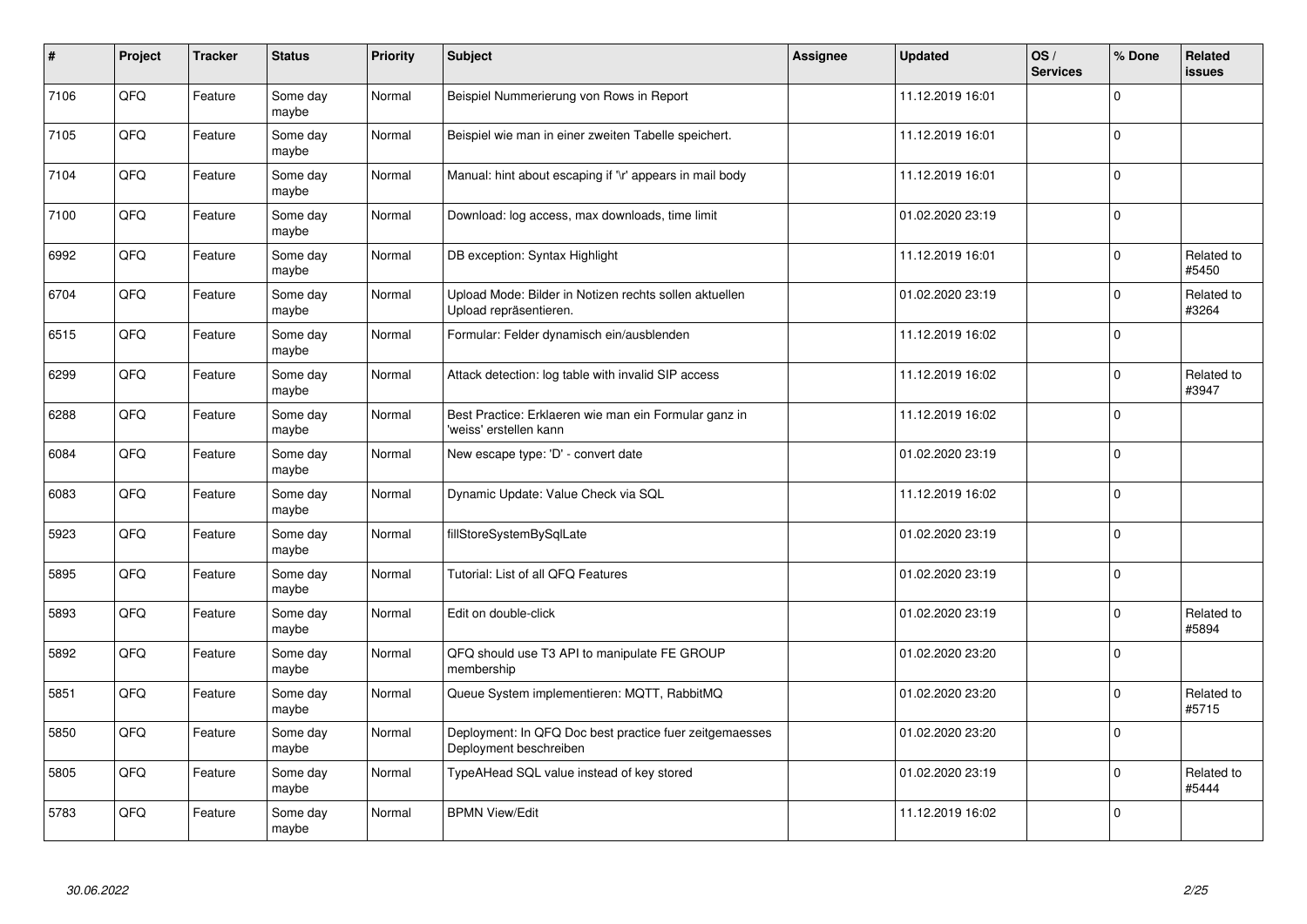| # | Project | Tracker | Status | Priority | Subject | Assignee | Updated | OS / Services | % Done | Related issues |
|---|---|---|---|---|---|---|---|---|---|---|
| 7106 | QFQ | Feature | Some day maybe | Normal | Beispiel Nummerierung von Rows in Report | | 11.12.2019 16:01 | | 0 | |
| 7105 | QFQ | Feature | Some day maybe | Normal | Beispiel wie man in einer zweiten Tabelle speichert. | | 11.12.2019 16:01 | | 0 | |
| 7104 | QFQ | Feature | Some day maybe | Normal | Manual: hint about escaping if '\r' appears in mail body | | 11.12.2019 16:01 | | 0 | |
| 7100 | QFQ | Feature | Some day maybe | Normal | Download: log access, max downloads, time limit | | 01.02.2020 23:19 | | 0 | |
| 6992 | QFQ | Feature | Some day maybe | Normal | DB exception: Syntax Highlight | | 11.12.2019 16:01 | | 0 | Related to #5450 |
| 6704 | QFQ | Feature | Some day maybe | Normal | Upload Mode: Bilder in Notizen rechts sollen aktuellen Upload repräsentieren. | | 01.02.2020 23:19 | | 0 | Related to #3264 |
| 6515 | QFQ | Feature | Some day maybe | Normal | Formular: Felder dynamisch ein/ausblenden | | 11.12.2019 16:02 | | 0 | |
| 6299 | QFQ | Feature | Some day maybe | Normal | Attack detection: log table with invalid SIP access | | 11.12.2019 16:02 | | 0 | Related to #3947 |
| 6288 | QFQ | Feature | Some day maybe | Normal | Best Practice: Erklaeren wie man ein Formular ganz in 'weiss' erstellen kann | | 11.12.2019 16:02 | | 0 | |
| 6084 | QFQ | Feature | Some day maybe | Normal | New escape type: 'D' - convert date | | 01.02.2020 23:19 | | 0 | |
| 6083 | QFQ | Feature | Some day maybe | Normal | Dynamic Update: Value Check via SQL | | 11.12.2019 16:02 | | 0 | |
| 5923 | QFQ | Feature | Some day maybe | Normal | fillStoreSystemBySqlLate | | 01.02.2020 23:19 | | 0 | |
| 5895 | QFQ | Feature | Some day maybe | Normal | Tutorial: List of all QFQ Features | | 01.02.2020 23:19 | | 0 | |
| 5893 | QFQ | Feature | Some day maybe | Normal | Edit on double-click | | 01.02.2020 23:19 | | 0 | Related to #5894 |
| 5892 | QFQ | Feature | Some day maybe | Normal | QFQ should use T3 API to manipulate FE GROUP membership | | 01.02.2020 23:20 | | 0 | |
| 5851 | QFQ | Feature | Some day maybe | Normal | Queue System implementieren: MQTT, RabbitMQ | | 01.02.2020 23:20 | | 0 | Related to #5715 |
| 5850 | QFQ | Feature | Some day maybe | Normal | Deployment: In QFQ Doc best practice fuer zeitgemaesses Deployment beschreiben | | 01.02.2020 23:20 | | 0 | |
| 5805 | QFQ | Feature | Some day maybe | Normal | TypeAHead SQL value instead of key stored | | 01.02.2020 23:19 | | 0 | Related to #5444 |
| 5783 | QFQ | Feature | Some day maybe | Normal | BPMN View/Edit | | 11.12.2019 16:02 | | 0 | |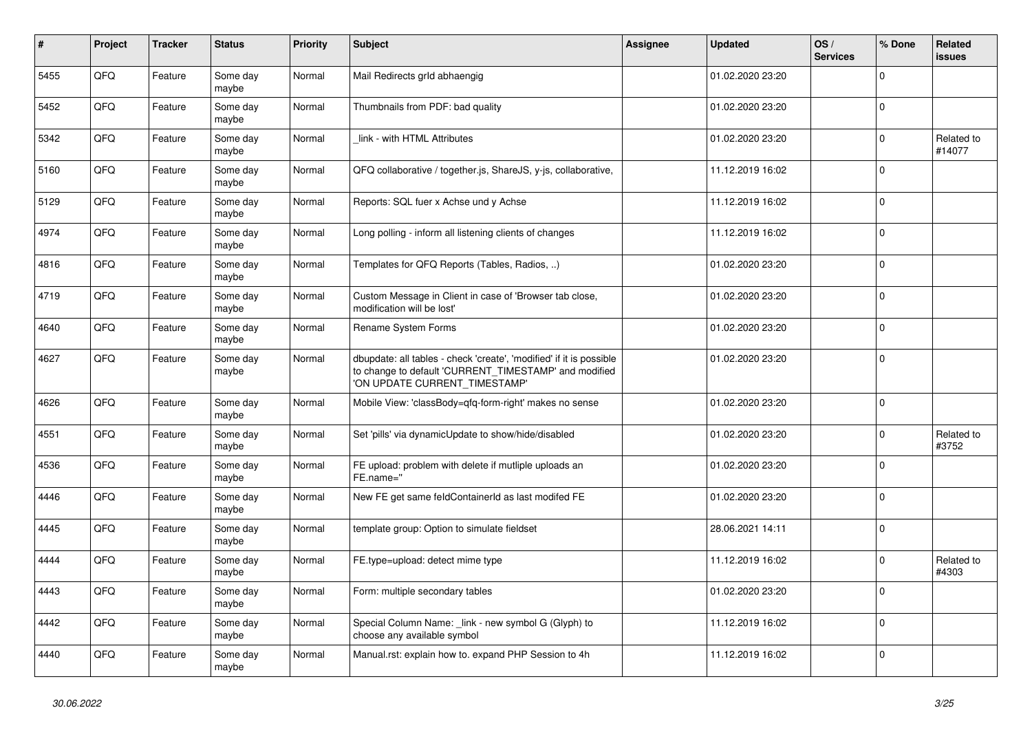| # | Project | Tracker | Status | Priority | Subject | Assignee | Updated | OS / Services | % Done | Related issues |
|---|---|---|---|---|---|---|---|---|---|---|
| 5455 | QFQ | Feature | Some day maybe | Normal | Mail Redirects grId abhaengig | | 01.02.2020 23:20 | | 0 | |
| 5452 | QFQ | Feature | Some day maybe | Normal | Thumbnails from PDF: bad quality | | 01.02.2020 23:20 | | 0 | |
| 5342 | QFQ | Feature | Some day maybe | Normal | _link - with HTML Attributes | | 01.02.2020 23:20 | | 0 | Related to #14077 |
| 5160 | QFQ | Feature | Some day maybe | Normal | QFQ collaborative / together.js, ShareJS, y-js, collaborative, | | 11.12.2019 16:02 | | 0 | |
| 5129 | QFQ | Feature | Some day maybe | Normal | Reports: SQL fuer x Achse und y Achse | | 11.12.2019 16:02 | | 0 | |
| 4974 | QFQ | Feature | Some day maybe | Normal | Long polling - inform all listening clients of changes | | 11.12.2019 16:02 | | 0 | |
| 4816 | QFQ | Feature | Some day maybe | Normal | Templates for QFQ Reports (Tables, Radios, ..) | | 01.02.2020 23:20 | | 0 | |
| 4719 | QFQ | Feature | Some day maybe | Normal | Custom Message in Client in case of 'Browser tab close, modification will be lost' | | 01.02.2020 23:20 | | 0 | |
| 4640 | QFQ | Feature | Some day maybe | Normal | Rename System Forms | | 01.02.2020 23:20 | | 0 | |
| 4627 | QFQ | Feature | Some day maybe | Normal | dbupdate: all tables - check 'create', 'modified' if it is possible to change to default 'CURRENT_TIMESTAMP' and modified 'ON UPDATE CURRENT_TIMESTAMP' | | 01.02.2020 23:20 | | 0 | |
| 4626 | QFQ | Feature | Some day maybe | Normal | Mobile View: 'classBody=qfq-form-right' makes no sense | | 01.02.2020 23:20 | | 0 | |
| 4551 | QFQ | Feature | Some day maybe | Normal | Set 'pills' via dynamicUpdate to show/hide/disabled | | 01.02.2020 23:20 | | 0 | Related to #3752 |
| 4536 | QFQ | Feature | Some day maybe | Normal | FE upload: problem with delete if mutliple uploads an FE.name=" | | 01.02.2020 23:20 | | 0 | |
| 4446 | QFQ | Feature | Some day maybe | Normal | New FE get same feldContainerId as last modifed FE | | 01.02.2020 23:20 | | 0 | |
| 4445 | QFQ | Feature | Some day maybe | Normal | template group: Option to simulate fieldset | | 28.06.2021 14:11 | | 0 | |
| 4444 | QFQ | Feature | Some day maybe | Normal | FE.type=upload: detect mime type | | 11.12.2019 16:02 | | 0 | Related to #4303 |
| 4443 | QFQ | Feature | Some day maybe | Normal | Form: multiple secondary tables | | 01.02.2020 23:20 | | 0 | |
| 4442 | QFQ | Feature | Some day maybe | Normal | Special Column Name: _link - new symbol G (Glyph) to choose any available symbol | | 11.12.2019 16:02 | | 0 | |
| 4440 | QFQ | Feature | Some day maybe | Normal | Manual.rst: explain how to. expand PHP Session to 4h | | 11.12.2019 16:02 | | 0 | |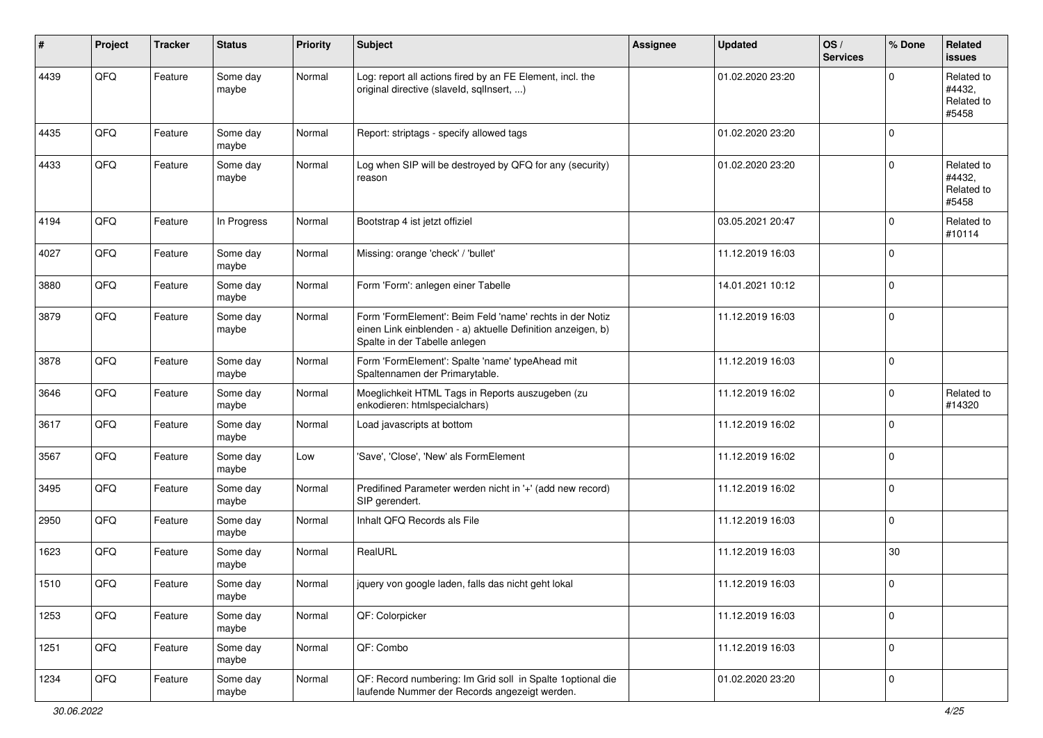| # | Project | Tracker | Status | Priority | Subject | Assignee | Updated | OS / Services | % Done | Related issues |
|---|---|---|---|---|---|---|---|---|---|---|
| 4439 | QFQ | Feature | Some day maybe | Normal | Log: report all actions fired by an FE Element, incl. the original directive (slaveId, sqlInsert, ...) | | 01.02.2020 23:20 | | 0 | Related to #4432, Related to #5458 |
| 4435 | QFQ | Feature | Some day maybe | Normal | Report: striptags - specify allowed tags | | 01.02.2020 23:20 | | 0 | |
| 4433 | QFQ | Feature | Some day maybe | Normal | Log when SIP will be destroyed by QFQ for any (security) reason | | 01.02.2020 23:20 | | 0 | Related to #4432, Related to #5458 |
| 4194 | QFQ | Feature | In Progress | Normal | Bootstrap 4 ist jetzt offiziel | | 03.05.2021 20:47 | | 0 | Related to #10114 |
| 4027 | QFQ | Feature | Some day maybe | Normal | Missing: orange 'check' / 'bullet' | | 11.12.2019 16:03 | | 0 | |
| 3880 | QFQ | Feature | Some day maybe | Normal | Form 'Form': anlegen einer Tabelle | | 14.01.2021 10:12 | | 0 | |
| 3879 | QFQ | Feature | Some day maybe | Normal | Form 'FormElement': Beim Feld 'name' rechts in der Notiz einen Link einblenden - a) aktuelle Definition anzeigen, b) Spalte in der Tabelle anlegen | | 11.12.2019 16:03 | | 0 | |
| 3878 | QFQ | Feature | Some day maybe | Normal | Form 'FormElement': Spalte 'name' typeAhead mit Spaltennamen der Primarytable. | | 11.12.2019 16:03 | | 0 | |
| 3646 | QFQ | Feature | Some day maybe | Normal | Moeglichkeit HTML Tags in Reports auszugeben (zu enkodieren: htmlspecialchars) | | 11.12.2019 16:02 | | 0 | Related to #14320 |
| 3617 | QFQ | Feature | Some day maybe | Normal | Load javascripts at bottom | | 11.12.2019 16:02 | | 0 | |
| 3567 | QFQ | Feature | Some day maybe | Low | 'Save', 'Close', 'New' als FormElement | | 11.12.2019 16:02 | | 0 | |
| 3495 | QFQ | Feature | Some day maybe | Normal | Predifined Parameter werden nicht in '+' (add new record) SIP gerendert. | | 11.12.2019 16:02 | | 0 | |
| 2950 | QFQ | Feature | Some day maybe | Normal | Inhalt QFQ Records als File | | 11.12.2019 16:03 | | 0 | |
| 1623 | QFQ | Feature | Some day maybe | Normal | RealURL | | 11.12.2019 16:03 | | 30 | |
| 1510 | QFQ | Feature | Some day maybe | Normal | jquery von google laden, falls das nicht geht lokal | | 11.12.2019 16:03 | | 0 | |
| 1253 | QFQ | Feature | Some day maybe | Normal | QF: Colorpicker | | 11.12.2019 16:03 | | 0 | |
| 1251 | QFQ | Feature | Some day maybe | Normal | QF: Combo | | 11.12.2019 16:03 | | 0 | |
| 1234 | QFQ | Feature | Some day maybe | Normal | QF: Record numbering: Im Grid soll in Spalte 1optional die laufende Nummer der Records angezeigt werden. | | 01.02.2020 23:20 | | 0 | |

30.06.2022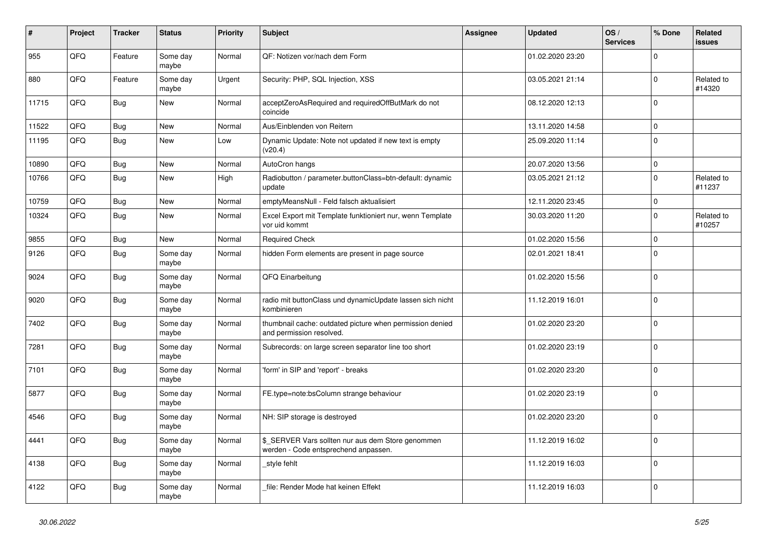| # | Project | Tracker | Status | Priority | Subject | Assignee | Updated | OS / Services | % Done | Related issues |
|---|---|---|---|---|---|---|---|---|---|---|
| 955 | QFQ | Feature | Some day maybe | Normal | QF: Notizen vor/nach dem Form | | 01.02.2020 23:20 | | 0 | |
| 880 | QFQ | Feature | Some day maybe | Urgent | Security: PHP, SQL Injection, XSS | | 03.05.2021 21:14 | | 0 | Related to #14320 |
| 11715 | QFQ | Bug | New | Normal | acceptZeroAsRequired and requiredOffButMark do not coincide | | 08.12.2020 12:13 | | 0 | |
| 11522 | QFQ | Bug | New | Normal | Aus/Einblenden von Reitern | | 13.11.2020 14:58 | | 0 | |
| 11195 | QFQ | Bug | New | Low | Dynamic Update: Note not updated if new text is empty (v20.4) | | 25.09.2020 11:14 | | 0 | |
| 10890 | QFQ | Bug | New | Normal | AutoCron hangs | | 20.07.2020 13:56 | | 0 | |
| 10766 | QFQ | Bug | New | High | Radiobutton / parameter.buttonClass=btn-default: dynamic update | | 03.05.2021 21:12 | | 0 | Related to #11237 |
| 10759 | QFQ | Bug | New | Normal | emptyMeansNull - Feld falsch aktualisiert | | 12.11.2020 23:45 | | 0 | |
| 10324 | QFQ | Bug | New | Normal | Excel Export mit Template funktioniert nur, wenn Template vor uid kommt | | 30.03.2020 11:20 | | 0 | Related to #10257 |
| 9855 | QFQ | Bug | New | Normal | Required Check | | 01.02.2020 15:56 | | 0 | |
| 9126 | QFQ | Bug | Some day maybe | Normal | hidden Form elements are present in page source | | 02.01.2021 18:41 | | 0 | |
| 9024 | QFQ | Bug | Some day maybe | Normal | QFQ Einarbeitung | | 01.02.2020 15:56 | | 0 | |
| 9020 | QFQ | Bug | Some day maybe | Normal | radio mit buttonClass und dynamicUpdate lassen sich nicht kombinieren | | 11.12.2019 16:01 | | 0 | |
| 7402 | QFQ | Bug | Some day maybe | Normal | thumbnail cache: outdated picture when permission denied and permission resolved. | | 01.02.2020 23:20 | | 0 | |
| 7281 | QFQ | Bug | Some day maybe | Normal | Subrecords: on large screen separator line too short | | 01.02.2020 23:19 | | 0 | |
| 7101 | QFQ | Bug | Some day maybe | Normal | 'form' in SIP and 'report' - breaks | | 01.02.2020 23:20 | | 0 | |
| 5877 | QFQ | Bug | Some day maybe | Normal | FE.type=note:bsColumn strange behaviour | | 01.02.2020 23:19 | | 0 | |
| 4546 | QFQ | Bug | Some day maybe | Normal | NH: SIP storage is destroyed | | 01.02.2020 23:20 | | 0 | |
| 4441 | QFQ | Bug | Some day maybe | Normal | $_SERVER Vars sollten nur aus dem Store genommen werden - Code entsprechend anpassen. | | 11.12.2019 16:02 | | 0 | |
| 4138 | QFQ | Bug | Some day maybe | Normal | _style fehlt | | 11.12.2019 16:03 | | 0 | |
| 4122 | QFQ | Bug | Some day maybe | Normal | _file: Render Mode hat keinen Effekt | | 11.12.2019 16:03 | | 0 | |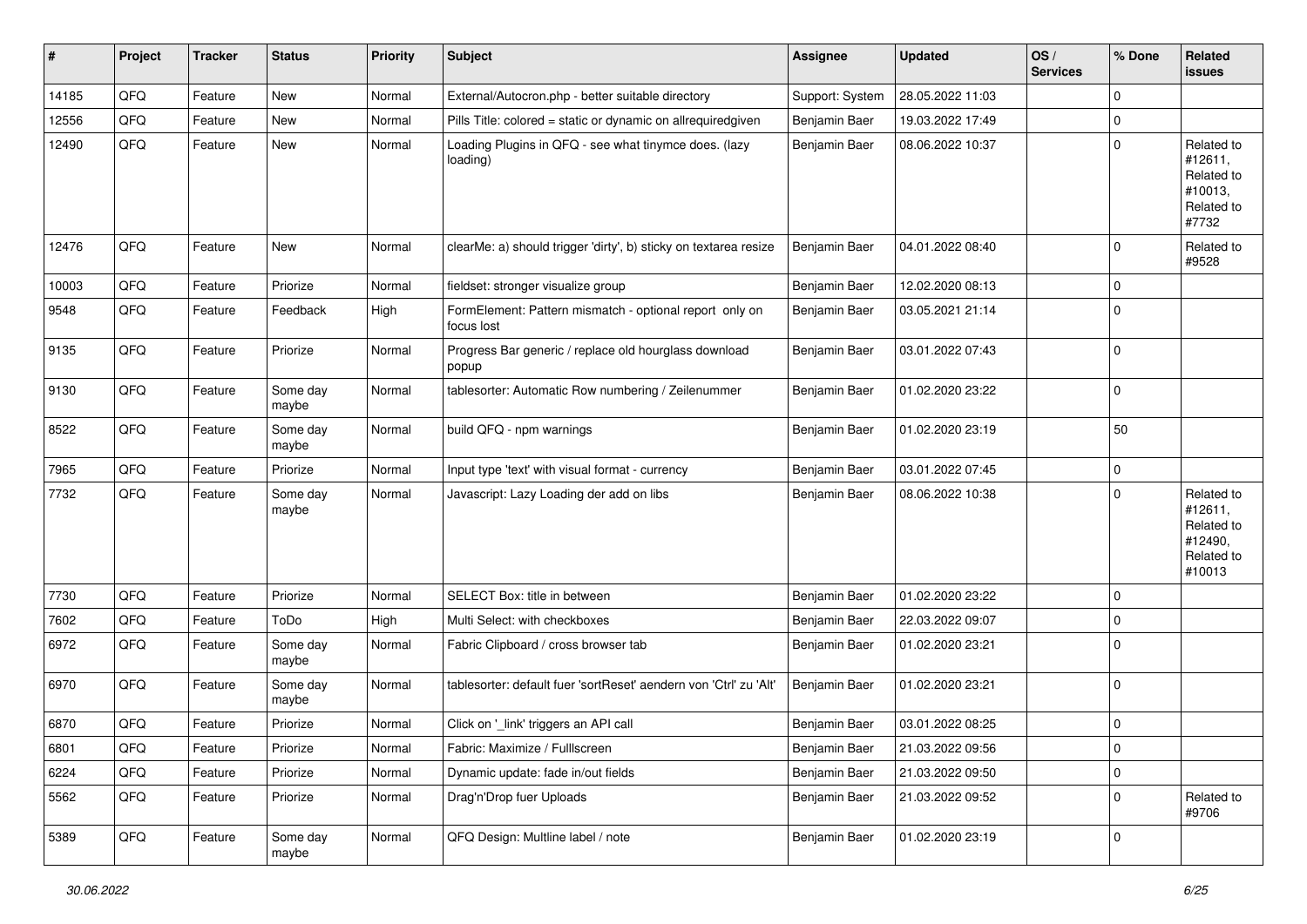| # | Project | Tracker | Status | Priority | Subject | Assignee | Updated | OS / Services | % Done | Related issues |
|---|---|---|---|---|---|---|---|---|---|---|
| 14185 | QFQ | Feature | New | Normal | External/Autocron.php - better suitable directory | Support: System | 28.05.2022 11:03 | | 0 | |
| 12556 | QFQ | Feature | New | Normal | Pills Title: colored = static or dynamic on allrequiredgiven | Benjamin Baer | 19.03.2022 17:49 | | 0 | |
| 12490 | QFQ | Feature | New | Normal | Loading Plugins in QFQ - see what tinymce does. (lazy loading) | Benjamin Baer | 08.06.2022 10:37 | | 0 | Related to #12611, Related to #10013, Related to #7732 |
| 12476 | QFQ | Feature | New | Normal | clearMe: a) should trigger 'dirty', b) sticky on textarea resize | Benjamin Baer | 04.01.2022 08:40 | | 0 | Related to #9528 |
| 10003 | QFQ | Feature | Priorize | Normal | fieldset: stronger visualize group | Benjamin Baer | 12.02.2020 08:13 | | 0 | |
| 9548 | QFQ | Feature | Feedback | High | FormElement: Pattern mismatch - optional report only on focus lost | Benjamin Baer | 03.05.2021 21:14 | | 0 | |
| 9135 | QFQ | Feature | Priorize | Normal | Progress Bar generic / replace old hourglass download popup | Benjamin Baer | 03.01.2022 07:43 | | 0 | |
| 9130 | QFQ | Feature | Some day maybe | Normal | tablesorter: Automatic Row numbering / Zeilenummer | Benjamin Baer | 01.02.2020 23:22 | | 0 | |
| 8522 | QFQ | Feature | Some day maybe | Normal | build QFQ - npm warnings | Benjamin Baer | 01.02.2020 23:19 | | 50 | |
| 7965 | QFQ | Feature | Priorize | Normal | Input type 'text' with visual format - currency | Benjamin Baer | 03.01.2022 07:45 | | 0 | |
| 7732 | QFQ | Feature | Some day maybe | Normal | Javascript: Lazy Loading der add on libs | Benjamin Baer | 08.06.2022 10:38 | | 0 | Related to #12611, Related to #12490, Related to #10013 |
| 7730 | QFQ | Feature | Priorize | Normal | SELECT Box: title in between | Benjamin Baer | 01.02.2020 23:22 | | 0 | |
| 7602 | QFQ | Feature | ToDo | High | Multi Select: with checkboxes | Benjamin Baer | 22.03.2022 09:07 | | 0 | |
| 6972 | QFQ | Feature | Some day maybe | Normal | Fabric Clipboard / cross browser tab | Benjamin Baer | 01.02.2020 23:21 | | 0 | |
| 6970 | QFQ | Feature | Some day maybe | Normal | tablesorter: default fuer 'sortReset' aendern von 'Ctrl' zu 'Alt' | Benjamin Baer | 01.02.2020 23:21 | | 0 | |
| 6870 | QFQ | Feature | Priorize | Normal | Click on '_link' triggers an API call | Benjamin Baer | 03.01.2022 08:25 | | 0 | |
| 6801 | QFQ | Feature | Priorize | Normal | Fabric: Maximize / Fulllscreen | Benjamin Baer | 21.03.2022 09:56 | | 0 | |
| 6224 | QFQ | Feature | Priorize | Normal | Dynamic update: fade in/out fields | Benjamin Baer | 21.03.2022 09:50 | | 0 | |
| 5562 | QFQ | Feature | Priorize | Normal | Drag'n'Drop fuer Uploads | Benjamin Baer | 21.03.2022 09:52 | | 0 | Related to #9706 |
| 5389 | QFQ | Feature | Some day maybe | Normal | QFQ Design: Multline label / note | Benjamin Baer | 01.02.2020 23:19 | | 0 | |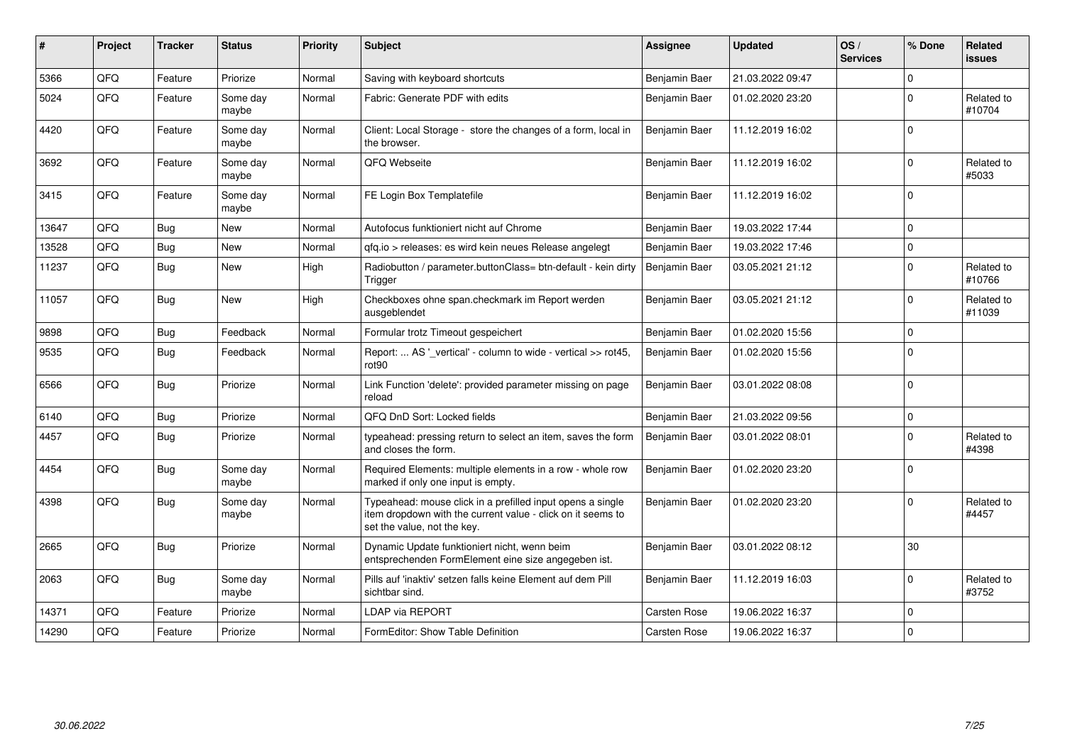| # | Project | Tracker | Status | Priority | Subject | Assignee | Updated | OS / Services | % Done | Related issues |
|---|---|---|---|---|---|---|---|---|---|---|
| 5366 | QFQ | Feature | Priorize | Normal | Saving with keyboard shortcuts | Benjamin Baer | 21.03.2022 09:47 | | 0 | |
| 5024 | QFQ | Feature | Some day maybe | Normal | Fabric: Generate PDF with edits | Benjamin Baer | 01.02.2020 23:20 | | 0 | Related to #10704 |
| 4420 | QFQ | Feature | Some day maybe | Normal | Client: Local Storage - store the changes of a form, local in the browser. | Benjamin Baer | 11.12.2019 16:02 | | 0 | |
| 3692 | QFQ | Feature | Some day maybe | Normal | QFQ Webseite | Benjamin Baer | 11.12.2019 16:02 | | 0 | Related to #5033 |
| 3415 | QFQ | Feature | Some day maybe | Normal | FE Login Box Templatefile | Benjamin Baer | 11.12.2019 16:02 | | 0 | |
| 13647 | QFQ | Bug | New | Normal | Autofocus funktioniert nicht auf Chrome | Benjamin Baer | 19.03.2022 17:44 | | 0 | |
| 13528 | QFQ | Bug | New | Normal | qfq.io > releases: es wird kein neues Release angelegt | Benjamin Baer | 19.03.2022 17:46 | | 0 | |
| 11237 | QFQ | Bug | New | High | Radiobutton / parameter.buttonClass= btn-default - kein dirty Trigger | Benjamin Baer | 03.05.2021 21:12 | | 0 | Related to #10766 |
| 11057 | QFQ | Bug | New | High | Checkboxes ohne span.checkmark im Report werden ausgeblendet | Benjamin Baer | 03.05.2021 21:12 | | 0 | Related to #11039 |
| 9898 | QFQ | Bug | Feedback | Normal | Formular trotz Timeout gespeichert | Benjamin Baer | 01.02.2020 15:56 | | 0 | |
| 9535 | QFQ | Bug | Feedback | Normal | Report: ... AS '_vertical' - column to wide - vertical >> rot45, rot90 | Benjamin Baer | 01.02.2020 15:56 | | 0 | |
| 6566 | QFQ | Bug | Priorize | Normal | Link Function 'delete': provided parameter missing on page reload | Benjamin Baer | 03.01.2022 08:08 | | 0 | |
| 6140 | QFQ | Bug | Priorize | Normal | QFQ DnD Sort: Locked fields | Benjamin Baer | 21.03.2022 09:56 | | 0 | |
| 4457 | QFQ | Bug | Priorize | Normal | typeahead: pressing return to select an item, saves the form and closes the form. | Benjamin Baer | 03.01.2022 08:01 | | 0 | Related to #4398 |
| 4454 | QFQ | Bug | Some day maybe | Normal | Required Elements: multiple elements in a row - whole row marked if only one input is empty. | Benjamin Baer | 01.02.2020 23:20 | | 0 | |
| 4398 | QFQ | Bug | Some day maybe | Normal | Typeahead: mouse click in a prefilled input opens a single item dropdown with the current value - click on it seems to set the value, not the key. | Benjamin Baer | 01.02.2020 23:20 | | 0 | Related to #4457 |
| 2665 | QFQ | Bug | Priorize | Normal | Dynamic Update funktioniert nicht, wenn beim entsprechenden FormElement eine size angegeben ist. | Benjamin Baer | 03.01.2022 08:12 | | 30 | |
| 2063 | QFQ | Bug | Some day maybe | Normal | Pills auf 'inaktiv' setzen falls keine Element auf dem Pill sichtbar sind. | Benjamin Baer | 11.12.2019 16:03 | | 0 | Related to #3752 |
| 14371 | QFQ | Feature | Priorize | Normal | LDAP via REPORT | Carsten Rose | 19.06.2022 16:37 | | 0 | |
| 14290 | QFQ | Feature | Priorize | Normal | FormEditor: Show Table Definition | Carsten Rose | 19.06.2022 16:37 | | 0 | |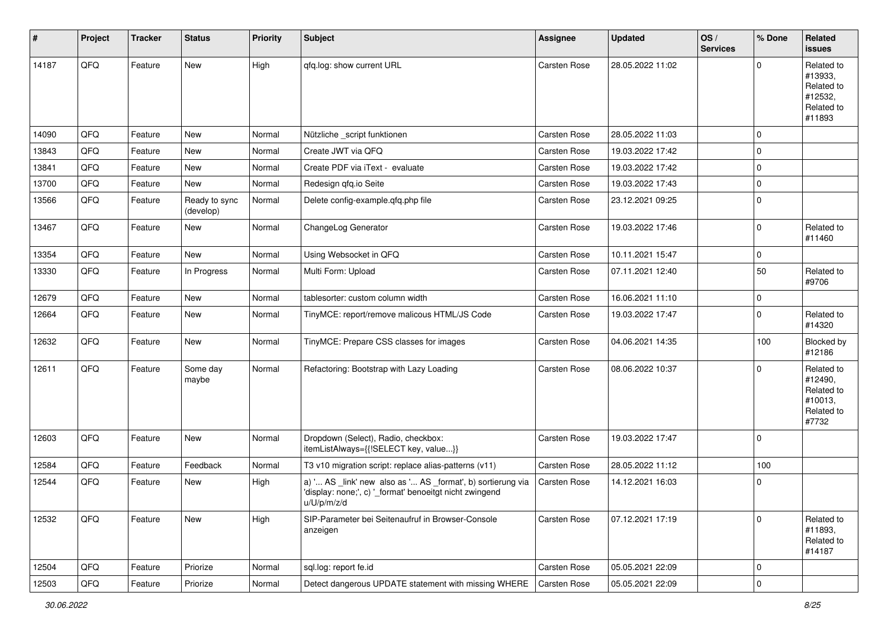| # | Project | Tracker | Status | Priority | Subject | Assignee | Updated | OS / Services | % Done | Related issues |
|---|---|---|---|---|---|---|---|---|---|---|
| 14187 | QFQ | Feature | New | High | qfq.log: show current URL | Carsten Rose | 28.05.2022 11:02 | | 0 | Related to #13933, Related to #12532, Related to #11893 |
| 14090 | QFQ | Feature | New | Normal | Nützliche _script funktionen | Carsten Rose | 28.05.2022 11:03 | | 0 | |
| 13843 | QFQ | Feature | New | Normal | Create JWT via QFQ | Carsten Rose | 19.03.2022 17:42 | | 0 | |
| 13841 | QFQ | Feature | New | Normal | Create PDF via iText - evaluate | Carsten Rose | 19.03.2022 17:42 | | 0 | |
| 13700 | QFQ | Feature | New | Normal | Redesign qfq.io Seite | Carsten Rose | 19.03.2022 17:43 | | 0 | |
| 13566 | QFQ | Feature | Ready to sync (develop) | Normal | Delete config-example.qfq.php file | Carsten Rose | 23.12.2021 09:25 | | 0 | |
| 13467 | QFQ | Feature | New | Normal | ChangeLog Generator | Carsten Rose | 19.03.2022 17:46 | | 0 | Related to #11460 |
| 13354 | QFQ | Feature | New | Normal | Using Websocket in QFQ | Carsten Rose | 10.11.2021 15:47 | | 0 | |
| 13330 | QFQ | Feature | In Progress | Normal | Multi Form: Upload | Carsten Rose | 07.11.2021 12:40 | | 50 | Related to #9706 |
| 12679 | QFQ | Feature | New | Normal | tablesorter: custom column width | Carsten Rose | 16.06.2021 11:10 | | 0 | |
| 12664 | QFQ | Feature | New | Normal | TinyMCE: report/remove malicous HTML/JS Code | Carsten Rose | 19.03.2022 17:47 | | 0 | Related to #14320 |
| 12632 | QFQ | Feature | New | Normal | TinyMCE: Prepare CSS classes for images | Carsten Rose | 04.06.2021 14:35 | | 100 | Blocked by #12186 |
| 12611 | QFQ | Feature | Some day maybe | Normal | Refactoring: Bootstrap with Lazy Loading | Carsten Rose | 08.06.2022 10:37 | | 0 | Related to #12490, Related to #10013, Related to #7732 |
| 12603 | QFQ | Feature | New | Normal | Dropdown (Select), Radio, checkbox: itemListAlways={{!SELECT key, value...}} | Carsten Rose | 19.03.2022 17:47 | | 0 | |
| 12584 | QFQ | Feature | Feedback | Normal | T3 v10 migration script: replace alias-patterns (v11) | Carsten Rose | 28.05.2022 11:12 | | 100 | |
| 12544 | QFQ | Feature | New | High | a) '... AS _link' new also as '... AS _format', b) sortierung via 'display: none;', c) '_format' benoeitgt nicht zwingend u/U/p/m/z/d | Carsten Rose | 14.12.2021 16:03 | | 0 | |
| 12532 | QFQ | Feature | New | High | SIP-Parameter bei Seitenaufruf in Browser-Console anzeigen | Carsten Rose | 07.12.2021 17:19 | | 0 | Related to #11893, Related to #14187 |
| 12504 | QFQ | Feature | Priorize | Normal | sql.log: report fe.id | Carsten Rose | 05.05.2021 22:09 | | 0 | |
| 12503 | QFQ | Feature | Priorize | Normal | Detect dangerous UPDATE statement with missing WHERE | Carsten Rose | 05.05.2021 22:09 | | 0 | |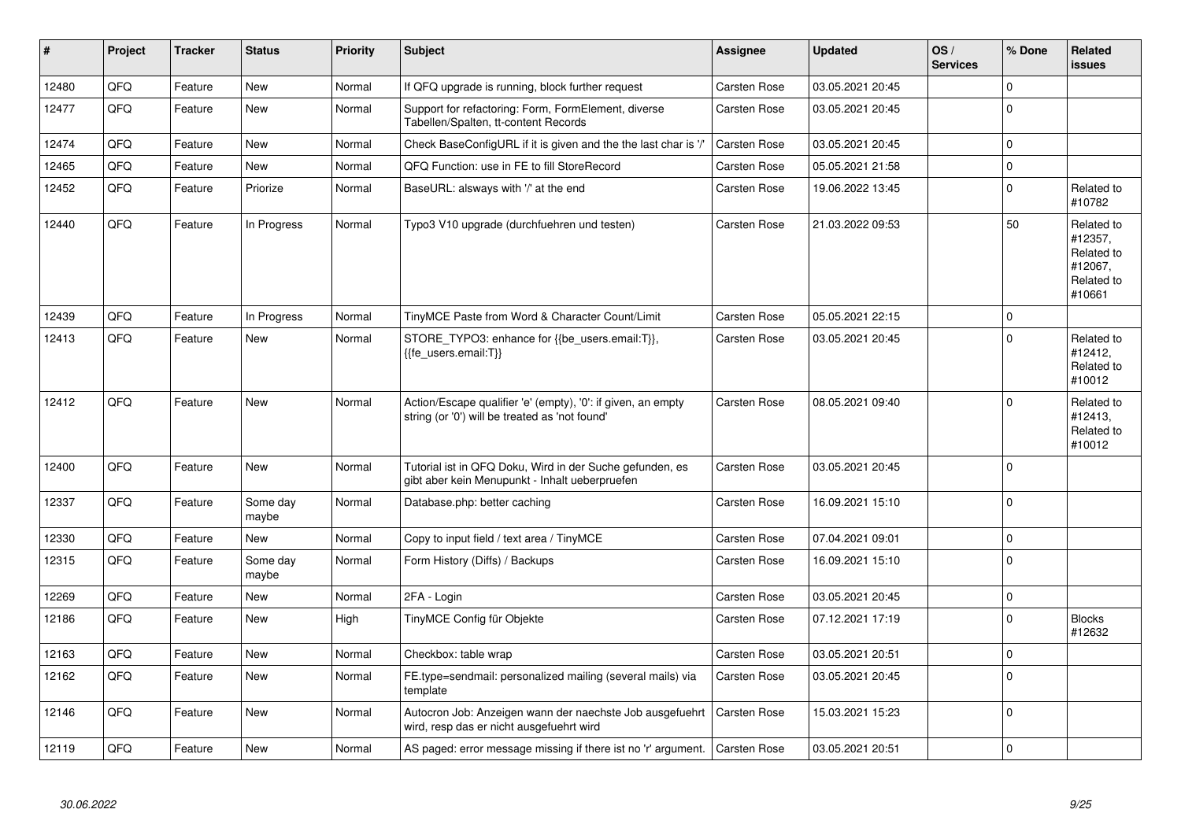| # | Project | Tracker | Status | Priority | Subject | Assignee | Updated | OS / Services | % Done | Related issues |
|---|---|---|---|---|---|---|---|---|---|---|
| 12480 | QFQ | Feature | New | Normal | If QFQ upgrade is running, block further request | Carsten Rose | 03.05.2021 20:45 | | 0 | |
| 12477 | QFQ | Feature | New | Normal | Support for refactoring: Form, FormElement, diverse Tabellen/Spalten, tt-content Records | Carsten Rose | 03.05.2021 20:45 | | 0 | |
| 12474 | QFQ | Feature | New | Normal | Check BaseConfigURL if it is given and the the last char is '/' | Carsten Rose | 03.05.2021 20:45 | | 0 | |
| 12465 | QFQ | Feature | New | Normal | QFQ Function: use in FE to fill StoreRecord | Carsten Rose | 05.05.2021 21:58 | | 0 | |
| 12452 | QFQ | Feature | Priorize | Normal | BaseURL: alsways with '/' at the end | Carsten Rose | 19.06.2022 13:45 | | 0 | Related to #10782 |
| 12440 | QFQ | Feature | In Progress | Normal | Typo3 V10 upgrade (durchfuehren und testen) | Carsten Rose | 21.03.2022 09:53 | | 50 | Related to #12357, Related to #12067, Related to #10661 |
| 12439 | QFQ | Feature | In Progress | Normal | TinyMCE Paste from Word & Character Count/Limit | Carsten Rose | 05.05.2021 22:15 | | 0 | |
| 12413 | QFQ | Feature | New | Normal | STORE_TYPO3: enhance for {{be_users.email:T}}, {{fe_users.email:T}} | Carsten Rose | 03.05.2021 20:45 | | 0 | Related to #12412, Related to #10012 |
| 12412 | QFQ | Feature | New | Normal | Action/Escape qualifier 'e' (empty), '0': if given, an empty string (or '0') will be treated as 'not found' | Carsten Rose | 08.05.2021 09:40 | | 0 | Related to #12413, Related to #10012 |
| 12400 | QFQ | Feature | New | Normal | Tutorial ist in QFQ Doku, Wird in der Suche gefunden, es gibt aber kein Menupunkt - Inhalt ueberpruefen | Carsten Rose | 03.05.2021 20:45 | | 0 | |
| 12337 | QFQ | Feature | Some day maybe | Normal | Database.php: better caching | Carsten Rose | 16.09.2021 15:10 | | 0 | |
| 12330 | QFQ | Feature | New | Normal | Copy to input field / text area / TinyMCE | Carsten Rose | 07.04.2021 09:01 | | 0 | |
| 12315 | QFQ | Feature | Some day maybe | Normal | Form History (Diffs) / Backups | Carsten Rose | 16.09.2021 15:10 | | 0 | |
| 12269 | QFQ | Feature | New | Normal | 2FA - Login | Carsten Rose | 03.05.2021 20:45 | | 0 | |
| 12186 | QFQ | Feature | New | High | TinyMCE Config für Objekte | Carsten Rose | 07.12.2021 17:19 | | 0 | Blocks #12632 |
| 12163 | QFQ | Feature | New | Normal | Checkbox: table wrap | Carsten Rose | 03.05.2021 20:51 | | 0 | |
| 12162 | QFQ | Feature | New | Normal | FE.type=sendmail: personalized mailing (several mails) via template | Carsten Rose | 03.05.2021 20:45 | | 0 | |
| 12146 | QFQ | Feature | New | Normal | Autocron Job: Anzeigen wann der naechste Job ausgefuehrt wird, resp das er nicht ausgefuehrt wird | Carsten Rose | 15.03.2021 15:23 | | 0 | |
| 12119 | QFQ | Feature | New | Normal | AS paged: error message missing if there ist no 'r' argument. | Carsten Rose | 03.05.2021 20:51 | | 0 | |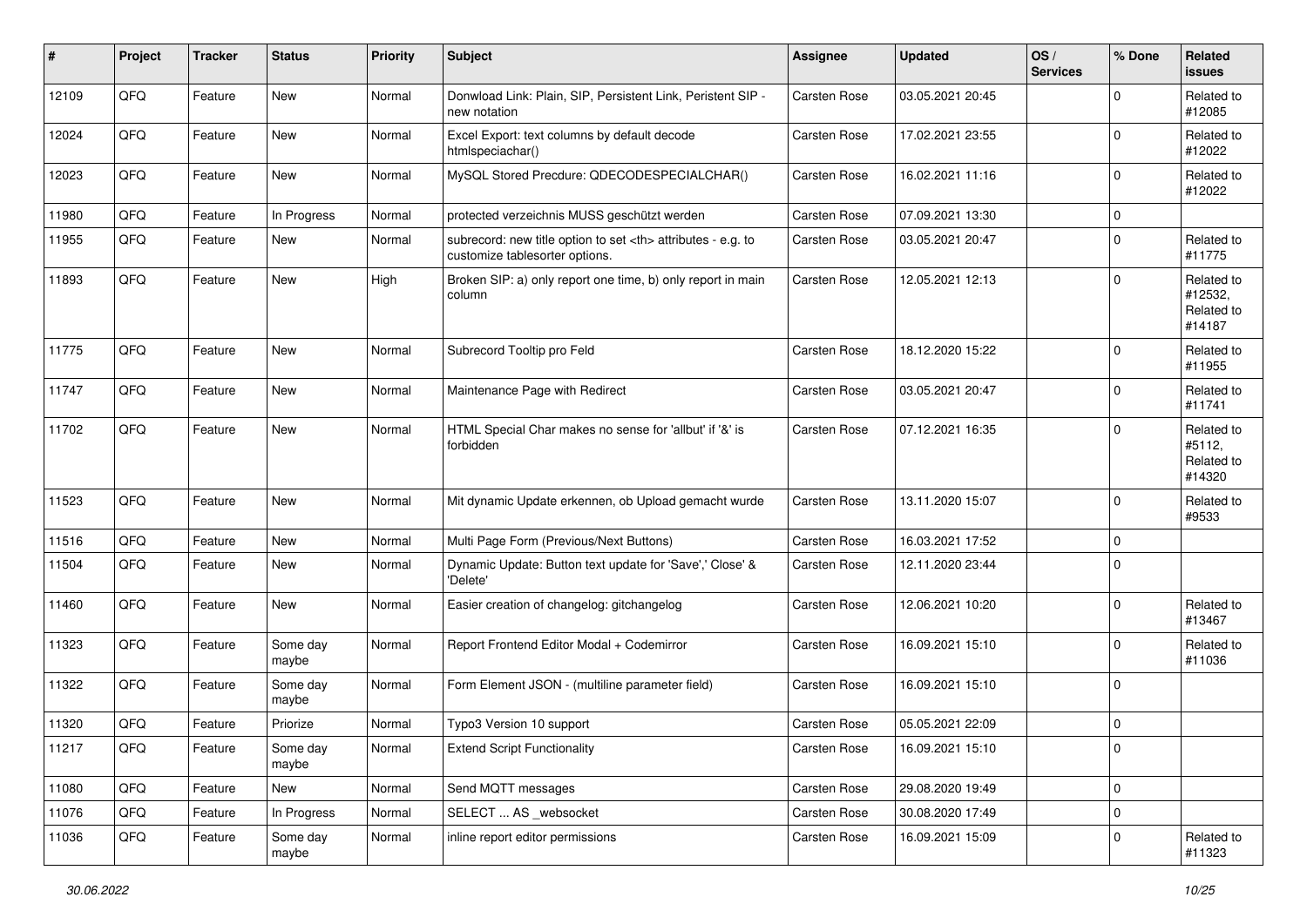| # | Project | Tracker | Status | Priority | Subject | Assignee | Updated | OS / Services | % Done | Related issues |
|---|---|---|---|---|---|---|---|---|---|---|
| 12109 | QFQ | Feature | New | Normal | Donwload Link: Plain, SIP, Persistent Link, Peristent SIP - new notation | Carsten Rose | 03.05.2021 20:45 | | 0 | Related to #12085 |
| 12024 | QFQ | Feature | New | Normal | Excel Export: text columns by default decode htmlspeciachar() | Carsten Rose | 17.02.2021 23:55 | | 0 | Related to #12022 |
| 12023 | QFQ | Feature | New | Normal | MySQL Stored Precdure: QDECODESPECIALCHAR() | Carsten Rose | 16.02.2021 11:16 | | 0 | Related to #12022 |
| 11980 | QFQ | Feature | In Progress | Normal | protected verzeichnis MUSS geschützt werden | Carsten Rose | 07.09.2021 13:30 | | 0 | |
| 11955 | QFQ | Feature | New | Normal | subrecord: new title option to set <th> attributes - e.g. to customize tablesorter options. | Carsten Rose | 03.05.2021 20:47 | | 0 | Related to #11775 |
| 11893 | QFQ | Feature | New | High | Broken SIP: a) only report one time, b) only report in main column | Carsten Rose | 12.05.2021 12:13 | | 0 | Related to #12532, Related to #14187 |
| 11775 | QFQ | Feature | New | Normal | Subrecord Tooltip pro Feld | Carsten Rose | 18.12.2020 15:22 | | 0 | Related to #11955 |
| 11747 | QFQ | Feature | New | Normal | Maintenance Page with Redirect | Carsten Rose | 03.05.2021 20:47 | | 0 | Related to #11741 |
| 11702 | QFQ | Feature | New | Normal | HTML Special Char makes no sense for 'allbut' if '&' is forbidden | Carsten Rose | 07.12.2021 16:35 | | 0 | Related to #5112, Related to #14320 |
| 11523 | QFQ | Feature | New | Normal | Mit dynamic Update erkennen, ob Upload gemacht wurde | Carsten Rose | 13.11.2020 15:07 | | 0 | Related to #9533 |
| 11516 | QFQ | Feature | New | Normal | Multi Page Form (Previous/Next Buttons) | Carsten Rose | 16.03.2021 17:52 | | 0 | |
| 11504 | QFQ | Feature | New | Normal | Dynamic Update: Button text update for 'Save',' Close' & 'Delete' | Carsten Rose | 12.11.2020 23:44 | | 0 | |
| 11460 | QFQ | Feature | New | Normal | Easier creation of changelog: gitchangelog | Carsten Rose | 12.06.2021 10:20 | | 0 | Related to #13467 |
| 11323 | QFQ | Feature | Some day maybe | Normal | Report Frontend Editor Modal + Codemirror | Carsten Rose | 16.09.2021 15:10 | | 0 | Related to #11036 |
| 11322 | QFQ | Feature | Some day maybe | Normal | Form Element JSON - (multiline parameter field) | Carsten Rose | 16.09.2021 15:10 | | 0 | |
| 11320 | QFQ | Feature | Priorize | Normal | Typo3 Version 10 support | Carsten Rose | 05.05.2021 22:09 | | 0 | |
| 11217 | QFQ | Feature | Some day maybe | Normal | Extend Script Functionality | Carsten Rose | 16.09.2021 15:10 | | 0 | |
| 11080 | QFQ | Feature | New | Normal | Send MQTT messages | Carsten Rose | 29.08.2020 19:49 | | 0 | |
| 11076 | QFQ | Feature | In Progress | Normal | SELECT ... AS _websocket | Carsten Rose | 30.08.2020 17:49 | | 0 | |
| 11036 | QFQ | Feature | Some day maybe | Normal | inline report editor permissions | Carsten Rose | 16.09.2021 15:09 | | 0 | Related to #11323 |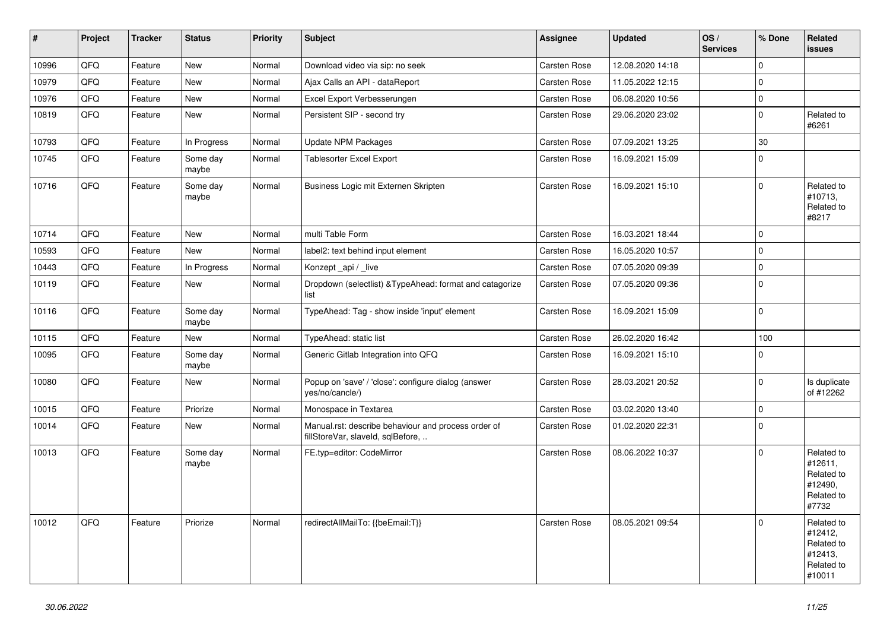| # | Project | Tracker | Status | Priority | Subject | Assignee | Updated | OS / Services | % Done | Related issues |
|---|---|---|---|---|---|---|---|---|---|---|
| 10996 | QFQ | Feature | New | Normal | Download video via sip: no seek | Carsten Rose | 12.08.2020 14:18 | | 0 | |
| 10979 | QFQ | Feature | New | Normal | Ajax Calls an API - dataReport | Carsten Rose | 11.05.2022 12:15 | | 0 | |
| 10976 | QFQ | Feature | New | Normal | Excel Export Verbesserungen | Carsten Rose | 06.08.2020 10:56 | | 0 | |
| 10819 | QFQ | Feature | New | Normal | Persistent SIP - second try | Carsten Rose | 29.06.2020 23:02 | | 0 | Related to #6261 |
| 10793 | QFQ | Feature | In Progress | Normal | Update NPM Packages | Carsten Rose | 07.09.2021 13:25 | | 30 | |
| 10745 | QFQ | Feature | Some day maybe | Normal | Tablesorter Excel Export | Carsten Rose | 16.09.2021 15:09 | | 0 | |
| 10716 | QFQ | Feature | Some day maybe | Normal | Business Logic mit Externen Skripten | Carsten Rose | 16.09.2021 15:10 | | 0 | Related to #10713, Related to #8217 |
| 10714 | QFQ | Feature | New | Normal | multi Table Form | Carsten Rose | 16.03.2021 18:44 | | 0 | |
| 10593 | QFQ | Feature | New | Normal | label2: text behind input element | Carsten Rose | 16.05.2020 10:57 | | 0 | |
| 10443 | QFQ | Feature | In Progress | Normal | Konzept _api / _live | Carsten Rose | 07.05.2020 09:39 | | 0 | |
| 10119 | QFQ | Feature | New | Normal | Dropdown (selectlist) &TypeAhead: format and catagorize list | Carsten Rose | 07.05.2020 09:36 | | 0 | |
| 10116 | QFQ | Feature | Some day maybe | Normal | TypeAhead: Tag - show inside 'input' element | Carsten Rose | 16.09.2021 15:09 | | 0 | |
| 10115 | QFQ | Feature | New | Normal | TypeAhead: static list | Carsten Rose | 26.02.2020 16:42 | | 100 | |
| 10095 | QFQ | Feature | Some day maybe | Normal | Generic Gitlab Integration into QFQ | Carsten Rose | 16.09.2021 15:10 | | 0 | |
| 10080 | QFQ | Feature | New | Normal | Popup on 'save' / 'close': configure dialog (answer yes/no/cancle/) | Carsten Rose | 28.03.2021 20:52 | | 0 | Is duplicate of #12262 |
| 10015 | QFQ | Feature | Priorize | Normal | Monospace in Textarea | Carsten Rose | 03.02.2020 13:40 | | 0 | |
| 10014 | QFQ | Feature | New | Normal | Manual.rst: describe behaviour and process order of fillStoreVar, slaveId, sqlBefore, .. | Carsten Rose | 01.02.2020 22:31 | | 0 | |
| 10013 | QFQ | Feature | Some day maybe | Normal | FE.typ=editor: CodeMirror | Carsten Rose | 08.06.2022 10:37 | | 0 | Related to #12611, Related to #12490, Related to #7732 |
| 10012 | QFQ | Feature | Priorize | Normal | redirectAllMailTo: {{beEmail:T}} | Carsten Rose | 08.05.2021 09:54 | | 0 | Related to #12412, Related to #12413, Related to #10011 |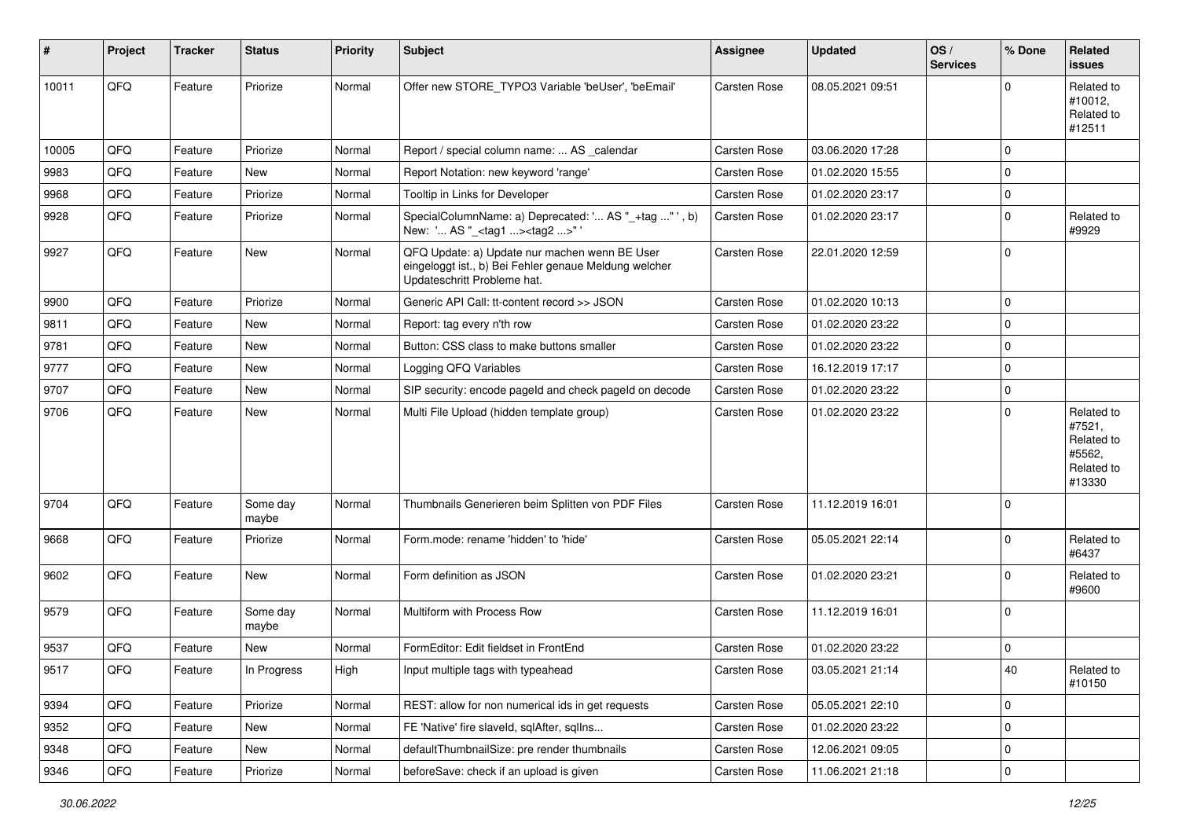| # | Project | Tracker | Status | Priority | Subject | Assignee | Updated | OS / Services | % Done | Related issues |
|---|---|---|---|---|---|---|---|---|---|---|
| 10011 | QFQ | Feature | Priorize | Normal | Offer new STORE_TYPO3 Variable 'beUser', 'beEmail' | Carsten Rose | 08.05.2021 09:51 | | 0 | Related to #10012, Related to #12511 |
| 10005 | QFQ | Feature | Priorize | Normal | Report / special column name: ... AS _calendar | Carsten Rose | 03.06.2020 17:28 | | 0 | |
| 9983 | QFQ | Feature | New | Normal | Report Notation: new keyword 'range' | Carsten Rose | 01.02.2020 15:55 | | 0 | |
| 9968 | QFQ | Feature | Priorize | Normal | Tooltip in Links for Developer | Carsten Rose | 01.02.2020 23:17 | | 0 | |
| 9928 | QFQ | Feature | Priorize | Normal | SpecialColumnName: a) Deprecated: '... AS "_+tag ..." ', b) New: '... AS "_<tag1 ...><tag2 ...>" ' | Carsten Rose | 01.02.2020 23:17 | | 0 | Related to #9929 |
| 9927 | QFQ | Feature | New | Normal | QFQ Update: a) Update nur machen wenn BE User eingeloggt ist., b) Bei Fehler genaue Meldung welcher Updateschritt Probleme hat. | Carsten Rose | 22.01.2020 12:59 | | 0 | |
| 9900 | QFQ | Feature | Priorize | Normal | Generic API Call: tt-content record >> JSON | Carsten Rose | 01.02.2020 10:13 | | 0 | |
| 9811 | QFQ | Feature | New | Normal | Report: tag every n'th row | Carsten Rose | 01.02.2020 23:22 | | 0 | |
| 9781 | QFQ | Feature | New | Normal | Button: CSS class to make buttons smaller | Carsten Rose | 01.02.2020 23:22 | | 0 | |
| 9777 | QFQ | Feature | New | Normal | Logging QFQ Variables | Carsten Rose | 16.12.2019 17:17 | | 0 | |
| 9707 | QFQ | Feature | New | Normal | SIP security: encode pageId and check pageId on decode | Carsten Rose | 01.02.2020 23:22 | | 0 | |
| 9706 | QFQ | Feature | New | Normal | Multi File Upload (hidden template group) | Carsten Rose | 01.02.2020 23:22 | | 0 | Related to #7521, Related to #5562, Related to #13330 |
| 9704 | QFQ | Feature | Some day maybe | Normal | Thumbnails Generieren beim Splitten von PDF Files | Carsten Rose | 11.12.2019 16:01 | | 0 | |
| 9668 | QFQ | Feature | Priorize | Normal | Form.mode: rename 'hidden' to 'hide' | Carsten Rose | 05.05.2021 22:14 | | 0 | Related to #6437 |
| 9602 | QFQ | Feature | New | Normal | Form definition as JSON | Carsten Rose | 01.02.2020 23:21 | | 0 | Related to #9600 |
| 9579 | QFQ | Feature | Some day maybe | Normal | Multiform with Process Row | Carsten Rose | 11.12.2019 16:01 | | 0 | |
| 9537 | QFQ | Feature | New | Normal | FormEditor: Edit fieldset in FrontEnd | Carsten Rose | 01.02.2020 23:22 | | 0 | |
| 9517 | QFQ | Feature | In Progress | High | Input multiple tags with typeahead | Carsten Rose | 03.05.2021 21:14 | | 40 | Related to #10150 |
| 9394 | QFQ | Feature | Priorize | Normal | REST: allow for non numerical ids in get requests | Carsten Rose | 05.05.2021 22:10 | | 0 | |
| 9352 | QFQ | Feature | New | Normal | FE 'Native' fire slaveId, sqlAfter, sqlIns... | Carsten Rose | 01.02.2020 23:22 | | 0 | |
| 9348 | QFQ | Feature | New | Normal | defaultThumbnailSize: pre render thumbnails | Carsten Rose | 12.06.2021 09:05 | | 0 | |
| 9346 | QFQ | Feature | Priorize | Normal | beforeSave: check if an upload is given | Carsten Rose | 11.06.2021 21:18 | | 0 | |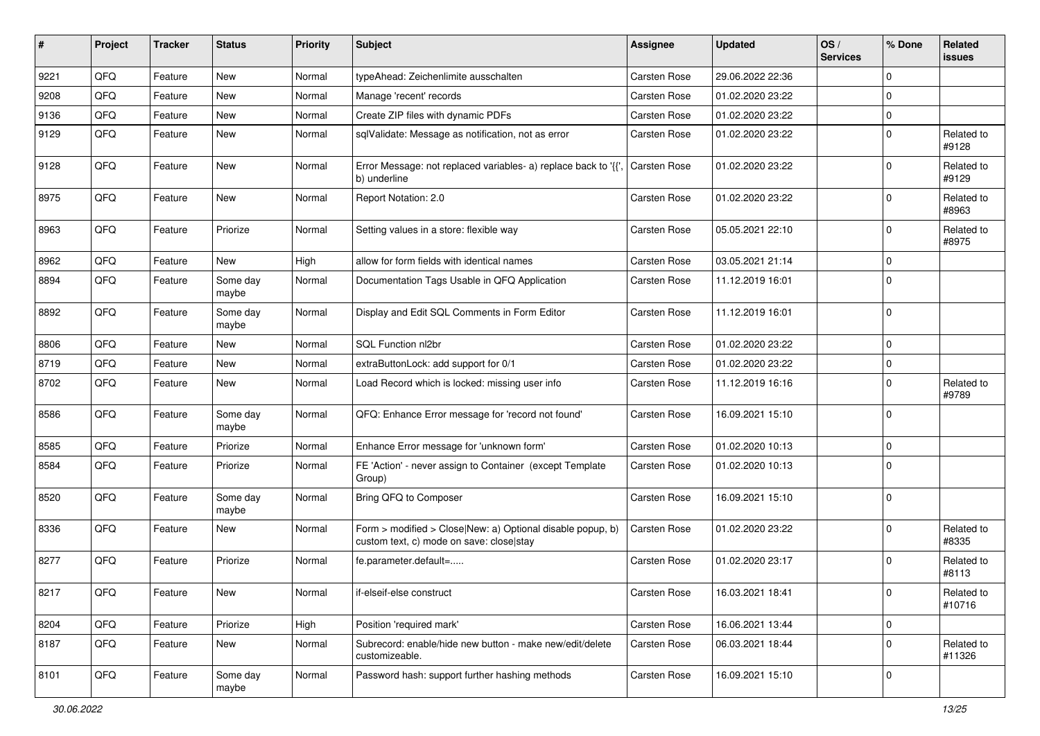| # | Project | Tracker | Status | Priority | Subject | Assignee | Updated | OS / Services | % Done | Related issues |
|---|---|---|---|---|---|---|---|---|---|---|
| 9221 | QFQ | Feature | New | Normal | typeAhead: Zeichenlimite ausschalten | Carsten Rose | 29.06.2022 22:36 | | 0 | |
| 9208 | QFQ | Feature | New | Normal | Manage 'recent' records | Carsten Rose | 01.02.2020 23:22 | | 0 | |
| 9136 | QFQ | Feature | New | Normal | Create ZIP files with dynamic PDFs | Carsten Rose | 01.02.2020 23:22 | | 0 | |
| 9129 | QFQ | Feature | New | Normal | sqlValidate: Message as notification, not as error | Carsten Rose | 01.02.2020 23:22 | | 0 | Related to #9128 |
| 9128 | QFQ | Feature | New | Normal | Error Message: not replaced variables- a) replace back to '{{', b) underline | Carsten Rose | 01.02.2020 23:22 | | 0 | Related to #9129 |
| 8975 | QFQ | Feature | New | Normal | Report Notation: 2.0 | Carsten Rose | 01.02.2020 23:22 | | 0 | Related to #8963 |
| 8963 | QFQ | Feature | Priorize | Normal | Setting values in a store: flexible way | Carsten Rose | 05.05.2021 22:10 | | 0 | Related to #8975 |
| 8962 | QFQ | Feature | New | High | allow for form fields with identical names | Carsten Rose | 03.05.2021 21:14 | | 0 | |
| 8894 | QFQ | Feature | Some day maybe | Normal | Documentation Tags Usable in QFQ Application | Carsten Rose | 11.12.2019 16:01 | | 0 | |
| 8892 | QFQ | Feature | Some day maybe | Normal | Display and Edit SQL Comments in Form Editor | Carsten Rose | 11.12.2019 16:01 | | 0 | |
| 8806 | QFQ | Feature | New | Normal | SQL Function nl2br | Carsten Rose | 01.02.2020 23:22 | | 0 | |
| 8719 | QFQ | Feature | New | Normal | extraButtonLock: add support for 0/1 | Carsten Rose | 01.02.2020 23:22 | | 0 | |
| 8702 | QFQ | Feature | New | Normal | Load Record which is locked: missing user info | Carsten Rose | 11.12.2019 16:16 | | 0 | Related to #9789 |
| 8586 | QFQ | Feature | Some day maybe | Normal | QFQ: Enhance Error message for 'record not found' | Carsten Rose | 16.09.2021 15:10 | | 0 | |
| 8585 | QFQ | Feature | Priorize | Normal | Enhance Error message for 'unknown form' | Carsten Rose | 01.02.2020 10:13 | | 0 | |
| 8584 | QFQ | Feature | Priorize | Normal | FE 'Action' - never assign to Container (except Template Group) | Carsten Rose | 01.02.2020 10:13 | | 0 | |
| 8520 | QFQ | Feature | Some day maybe | Normal | Bring QFQ to Composer | Carsten Rose | 16.09.2021 15:10 | | 0 | |
| 8336 | QFQ | Feature | New | Normal | Form > modified > Close\|New: a) Optional disable popup, b) custom text, c) mode on save: close\|stay | Carsten Rose | 01.02.2020 23:22 | | 0 | Related to #8335 |
| 8277 | QFQ | Feature | Priorize | Normal | fe.parameter.default=..... | Carsten Rose | 01.02.2020 23:17 | | 0 | Related to #8113 |
| 8217 | QFQ | Feature | New | Normal | if-elseif-else construct | Carsten Rose | 16.03.2021 18:41 | | 0 | Related to #10716 |
| 8204 | QFQ | Feature | Priorize | High | Position 'required mark' | Carsten Rose | 16.06.2021 13:44 | | 0 | |
| 8187 | QFQ | Feature | New | Normal | Subrecord: enable/hide new button - make new/edit/delete customizeable. | Carsten Rose | 06.03.2021 18:44 | | 0 | Related to #11326 |
| 8101 | QFQ | Feature | Some day maybe | Normal | Password hash: support further hashing methods | Carsten Rose | 16.09.2021 15:10 | | 0 | |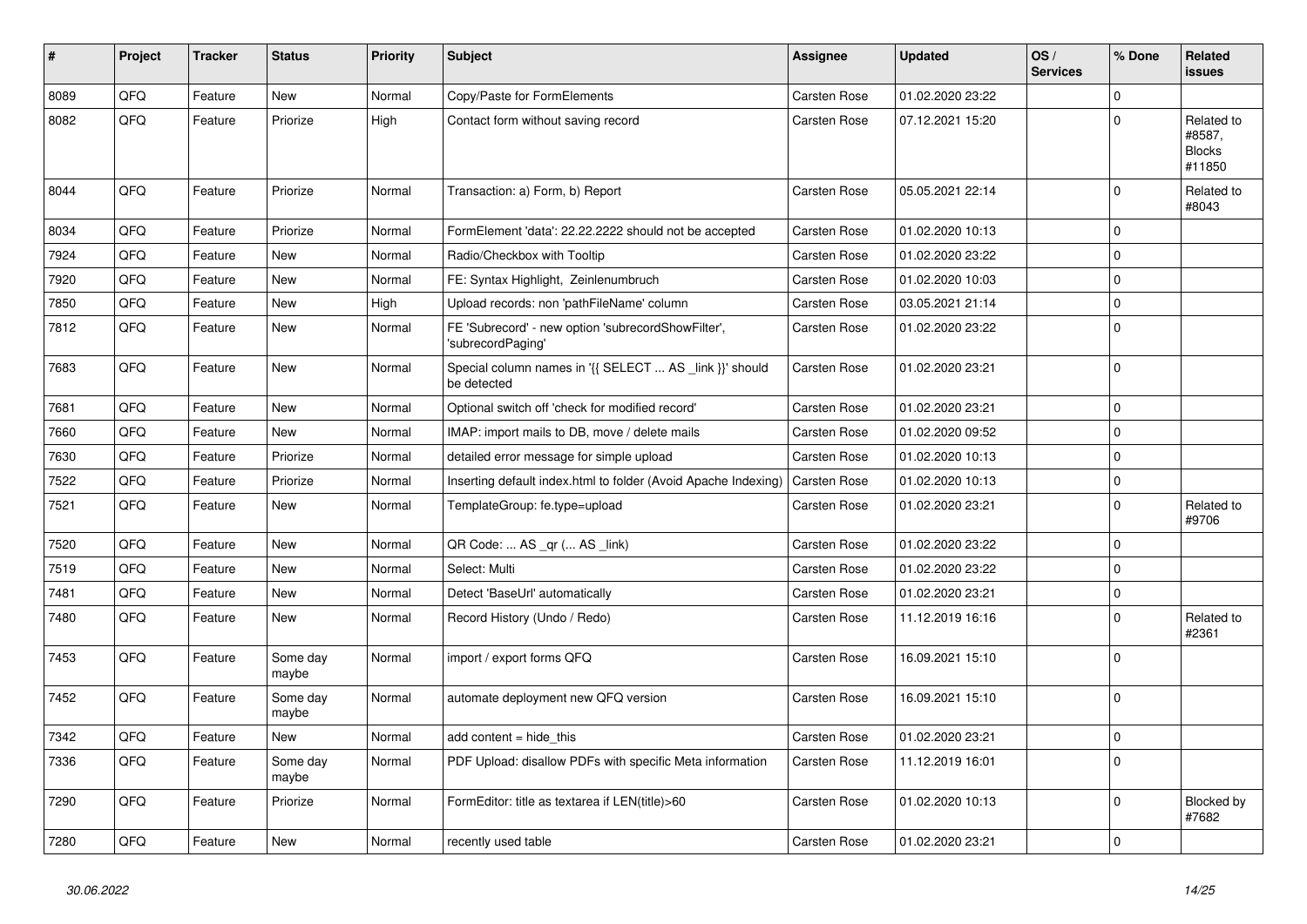| # | Project | Tracker | Status | Priority | Subject | Assignee | Updated | OS / Services | % Done | Related issues |
|---|---|---|---|---|---|---|---|---|---|---|
| 8089 | QFQ | Feature | New | Normal | Copy/Paste for FormElements | Carsten Rose | 01.02.2020 23:22 | | 0 | |
| 8082 | QFQ | Feature | Priorize | High | Contact form without saving record | Carsten Rose | 07.12.2021 15:20 | | 0 | Related to #8587, Blocks #11850 |
| 8044 | QFQ | Feature | Priorize | Normal | Transaction: a) Form, b) Report | Carsten Rose | 05.05.2021 22:14 | | 0 | Related to #8043 |
| 8034 | QFQ | Feature | Priorize | Normal | FormElement 'data': 22.22.2222 should not be accepted | Carsten Rose | 01.02.2020 10:13 | | 0 | |
| 7924 | QFQ | Feature | New | Normal | Radio/Checkbox with Tooltip | Carsten Rose | 01.02.2020 23:22 | | 0 | |
| 7920 | QFQ | Feature | New | Normal | FE: Syntax Highlight, Zeinlenumbruch | Carsten Rose | 01.02.2020 10:03 | | 0 | |
| 7850 | QFQ | Feature | New | High | Upload records: non 'pathFileName' column | Carsten Rose | 03.05.2021 21:14 | | 0 | |
| 7812 | QFQ | Feature | New | Normal | FE 'Subrecord' - new option 'subrecordShowFilter', 'subrecordPaging' | Carsten Rose | 01.02.2020 23:22 | | 0 | |
| 7683 | QFQ | Feature | New | Normal | Special column names in '{{ SELECT ... AS _link }}' should be detected | Carsten Rose | 01.02.2020 23:21 | | 0 | |
| 7681 | QFQ | Feature | New | Normal | Optional switch off 'check for modified record' | Carsten Rose | 01.02.2020 23:21 | | 0 | |
| 7660 | QFQ | Feature | New | Normal | IMAP: import mails to DB, move / delete mails | Carsten Rose | 01.02.2020 09:52 | | 0 | |
| 7630 | QFQ | Feature | Priorize | Normal | detailed error message for simple upload | Carsten Rose | 01.02.2020 10:13 | | 0 | |
| 7522 | QFQ | Feature | Priorize | Normal | Inserting default index.html to folder (Avoid Apache Indexing) | Carsten Rose | 01.02.2020 10:13 | | 0 | |
| 7521 | QFQ | Feature | New | Normal | TemplateGroup: fe.type=upload | Carsten Rose | 01.02.2020 23:21 | | 0 | Related to #9706 |
| 7520 | QFQ | Feature | New | Normal | QR Code: ... AS _qr (... AS _link) | Carsten Rose | 01.02.2020 23:22 | | 0 | |
| 7519 | QFQ | Feature | New | Normal | Select: Multi | Carsten Rose | 01.02.2020 23:22 | | 0 | |
| 7481 | QFQ | Feature | New | Normal | Detect 'BaseUrl' automatically | Carsten Rose | 01.02.2020 23:21 | | 0 | |
| 7480 | QFQ | Feature | New | Normal | Record History (Undo / Redo) | Carsten Rose | 11.12.2019 16:16 | | 0 | Related to #2361 |
| 7453 | QFQ | Feature | Some day maybe | Normal | import / export forms QFQ | Carsten Rose | 16.09.2021 15:10 | | 0 | |
| 7452 | QFQ | Feature | Some day maybe | Normal | automate deployment new QFQ version | Carsten Rose | 16.09.2021 15:10 | | 0 | |
| 7342 | QFQ | Feature | New | Normal | add content = hide_this | Carsten Rose | 01.02.2020 23:21 | | 0 | |
| 7336 | QFQ | Feature | Some day maybe | Normal | PDF Upload: disallow PDFs with specific Meta information | Carsten Rose | 11.12.2019 16:01 | | 0 | |
| 7290 | QFQ | Feature | Priorize | Normal | FormEditor: title as textarea if LEN(title)>60 | Carsten Rose | 01.02.2020 10:13 | | 0 | Blocked by #7682 |
| 7280 | QFQ | Feature | New | Normal | recently used table | Carsten Rose | 01.02.2020 23:21 | | 0 | |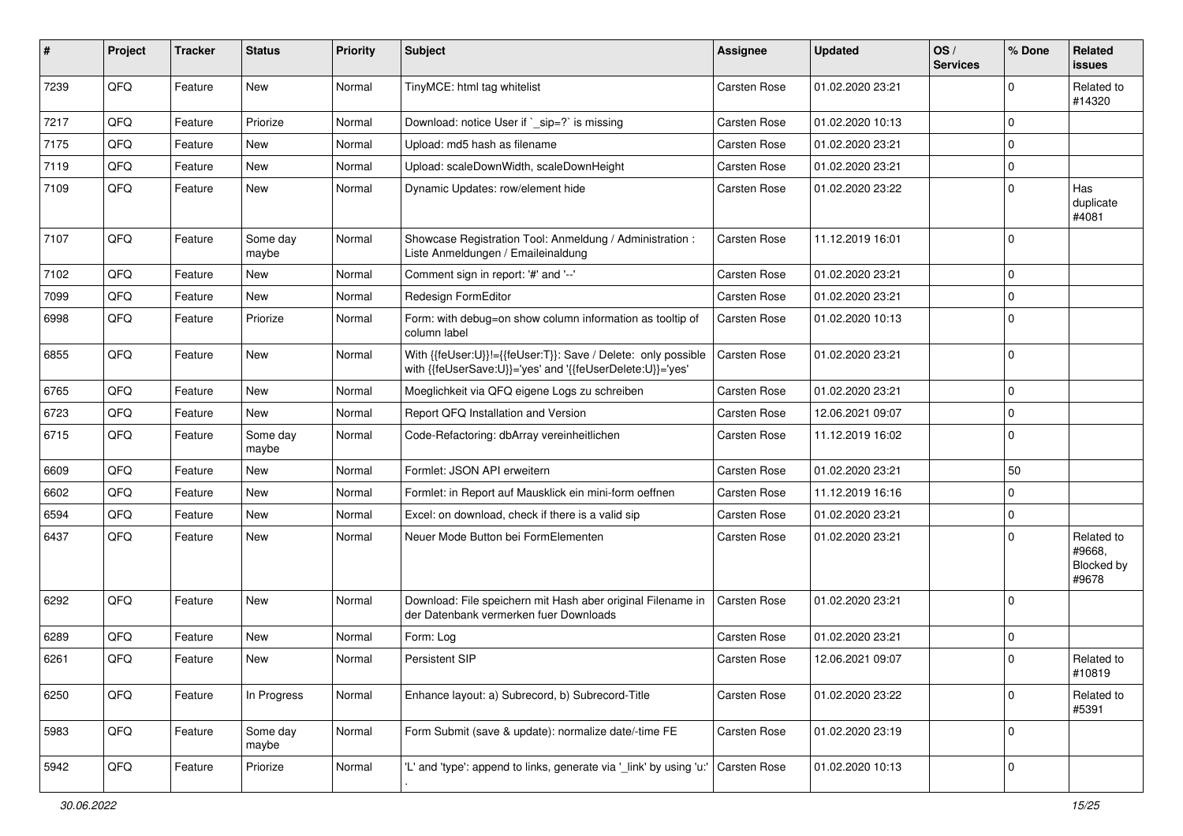| # | Project | Tracker | Status | Priority | Subject | Assignee | Updated | OS / Services | % Done | Related issues |
|---|---|---|---|---|---|---|---|---|---|---|
| 7239 | QFQ | Feature | New | Normal | TinyMCE: html tag whitelist | Carsten Rose | 01.02.2020 23:21 | | 0 | Related to #14320 |
| 7217 | QFQ | Feature | Priorize | Normal | Download: notice User if `_sip=?` is missing | Carsten Rose | 01.02.2020 10:13 | | 0 | |
| 7175 | QFQ | Feature | New | Normal | Upload: md5 hash as filename | Carsten Rose | 01.02.2020 23:21 | | 0 | |
| 7119 | QFQ | Feature | New | Normal | Upload: scaleDownWidth, scaleDownHeight | Carsten Rose | 01.02.2020 23:21 | | 0 | |
| 7109 | QFQ | Feature | New | Normal | Dynamic Updates: row/element hide | Carsten Rose | 01.02.2020 23:22 | | 0 | Has duplicate #4081 |
| 7107 | QFQ | Feature | Some day maybe | Normal | Showcase Registration Tool: Anmeldung / Administration : Liste Anmeldungen / Emaileinaldung | Carsten Rose | 11.12.2019 16:01 | | 0 | |
| 7102 | QFQ | Feature | New | Normal | Comment sign in report: '#' and '--' | Carsten Rose | 01.02.2020 23:21 | | 0 | |
| 7099 | QFQ | Feature | New | Normal | Redesign FormEditor | Carsten Rose | 01.02.2020 23:21 | | 0 | |
| 6998 | QFQ | Feature | Priorize | Normal | Form: with debug=on show column information as tooltip of column label | Carsten Rose | 01.02.2020 10:13 | | 0 | |
| 6855 | QFQ | Feature | New | Normal | With {{feUser:U}}!={{feUser:T}}: Save / Delete: only possible with {{feUserSave:U}}='yes' and '{{feUserDelete:U}}='yes' | Carsten Rose | 01.02.2020 23:21 | | 0 | |
| 6765 | QFQ | Feature | New | Normal | Moeglichkeit via QFQ eigene Logs zu schreiben | Carsten Rose | 01.02.2020 23:21 | | 0 | |
| 6723 | QFQ | Feature | New | Normal | Report QFQ Installation and Version | Carsten Rose | 12.06.2021 09:07 | | 0 | |
| 6715 | QFQ | Feature | Some day maybe | Normal | Code-Refactoring: dbArray vereinheitlichen | Carsten Rose | 11.12.2019 16:02 | | 0 | |
| 6609 | QFQ | Feature | New | Normal | Formlet: JSON API erweitern | Carsten Rose | 01.02.2020 23:21 | | 50 | |
| 6602 | QFQ | Feature | New | Normal | Formlet: in Report auf Mausklick ein mini-form oeffnen | Carsten Rose | 11.12.2019 16:16 | | 0 | |
| 6594 | QFQ | Feature | New | Normal | Excel: on download, check if there is a valid sip | Carsten Rose | 01.02.2020 23:21 | | 0 | |
| 6437 | QFQ | Feature | New | Normal | Neuer Mode Button bei FormElementen | Carsten Rose | 01.02.2020 23:21 | | 0 | Related to #9668, Blocked by #9678 |
| 6292 | QFQ | Feature | New | Normal | Download: File speichern mit Hash aber original Filename in der Datenbank vermerken fuer Downloads | Carsten Rose | 01.02.2020 23:21 | | 0 | |
| 6289 | QFQ | Feature | New | Normal | Form: Log | Carsten Rose | 01.02.2020 23:21 | | 0 | |
| 6261 | QFQ | Feature | New | Normal | Persistent SIP | Carsten Rose | 12.06.2021 09:07 | | 0 | Related to #10819 |
| 6250 | QFQ | Feature | In Progress | Normal | Enhance layout: a) Subrecord, b) Subrecord-Title | Carsten Rose | 01.02.2020 23:22 | | 0 | Related to #5391 |
| 5983 | QFQ | Feature | Some day maybe | Normal | Form Submit (save & update): normalize date/-time FE | Carsten Rose | 01.02.2020 23:19 | | 0 | |
| 5942 | QFQ | Feature | Priorize | Normal | 'L' and 'type': append to links, generate via '_link' by using 'u:' . | Carsten Rose | 01.02.2020 10:13 | | 0 | |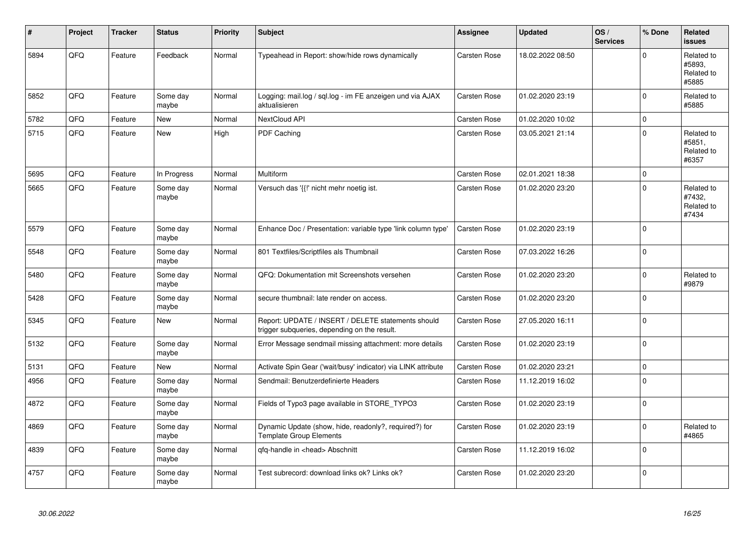| # | Project | Tracker | Status | Priority | Subject | Assignee | Updated | OS / Services | % Done | Related issues |
|---|---|---|---|---|---|---|---|---|---|---|
| 5894 | QFQ | Feature | Feedback | Normal | Typeahead in Report: show/hide rows dynamically | Carsten Rose | 18.02.2022 08:50 | | 0 | Related to #5893, Related to #5885 |
| 5852 | QFQ | Feature | Some day maybe | Normal | Logging: mail.log / sql.log - im FE anzeigen und via AJAX aktualisieren | Carsten Rose | 01.02.2020 23:19 | | 0 | Related to #5885 |
| 5782 | QFQ | Feature | New | Normal | NextCloud API | Carsten Rose | 01.02.2020 10:02 | | 0 | |
| 5715 | QFQ | Feature | New | High | PDF Caching | Carsten Rose | 03.05.2021 21:14 | | 0 | Related to #5851, Related to #6357 |
| 5695 | QFQ | Feature | In Progress | Normal | Multiform | Carsten Rose | 02.01.2021 18:38 | | 0 | |
| 5665 | QFQ | Feature | Some day maybe | Normal | Versuch das '{{!' nicht mehr noetig ist. | Carsten Rose | 01.02.2020 23:20 | | 0 | Related to #7432, Related to #7434 |
| 5579 | QFQ | Feature | Some day maybe | Normal | Enhance Doc / Presentation: variable type 'link column type' | Carsten Rose | 01.02.2020 23:19 | | 0 | |
| 5548 | QFQ | Feature | Some day maybe | Normal | 801 Textfiles/Scriptfiles als Thumbnail | Carsten Rose | 07.03.2022 16:26 | | 0 | |
| 5480 | QFQ | Feature | Some day maybe | Normal | QFQ: Dokumentation mit Screenshots versehen | Carsten Rose | 01.02.2020 23:20 | | 0 | Related to #9879 |
| 5428 | QFQ | Feature | Some day maybe | Normal | secure thumbnail: late render on access. | Carsten Rose | 01.02.2020 23:20 | | 0 | |
| 5345 | QFQ | Feature | New | Normal | Report: UPDATE / INSERT / DELETE statements should trigger subqueries, depending on the result. | Carsten Rose | 27.05.2020 16:11 | | 0 | |
| 5132 | QFQ | Feature | Some day maybe | Normal | Error Message sendmail missing attachment: more details | Carsten Rose | 01.02.2020 23:19 | | 0 | |
| 5131 | QFQ | Feature | New | Normal | Activate Spin Gear ('wait/busy' indicator) via LINK attribute | Carsten Rose | 01.02.2020 23:21 | | 0 | |
| 4956 | QFQ | Feature | Some day maybe | Normal | Sendmail: Benutzerdefinierte Headers | Carsten Rose | 11.12.2019 16:02 | | 0 | |
| 4872 | QFQ | Feature | Some day maybe | Normal | Fields of Typo3 page available in STORE_TYPO3 | Carsten Rose | 01.02.2020 23:19 | | 0 | |
| 4869 | QFQ | Feature | Some day maybe | Normal | Dynamic Update (show, hide, readonly?, required?) for Template Group Elements | Carsten Rose | 01.02.2020 23:19 | | 0 | Related to #4865 |
| 4839 | QFQ | Feature | Some day maybe | Normal | qfq-handle in <head> Abschnitt | Carsten Rose | 11.12.2019 16:02 | | 0 | |
| 4757 | QFQ | Feature | Some day maybe | Normal | Test subrecord: download links ok? Links ok? | Carsten Rose | 01.02.2020 23:20 | | 0 | |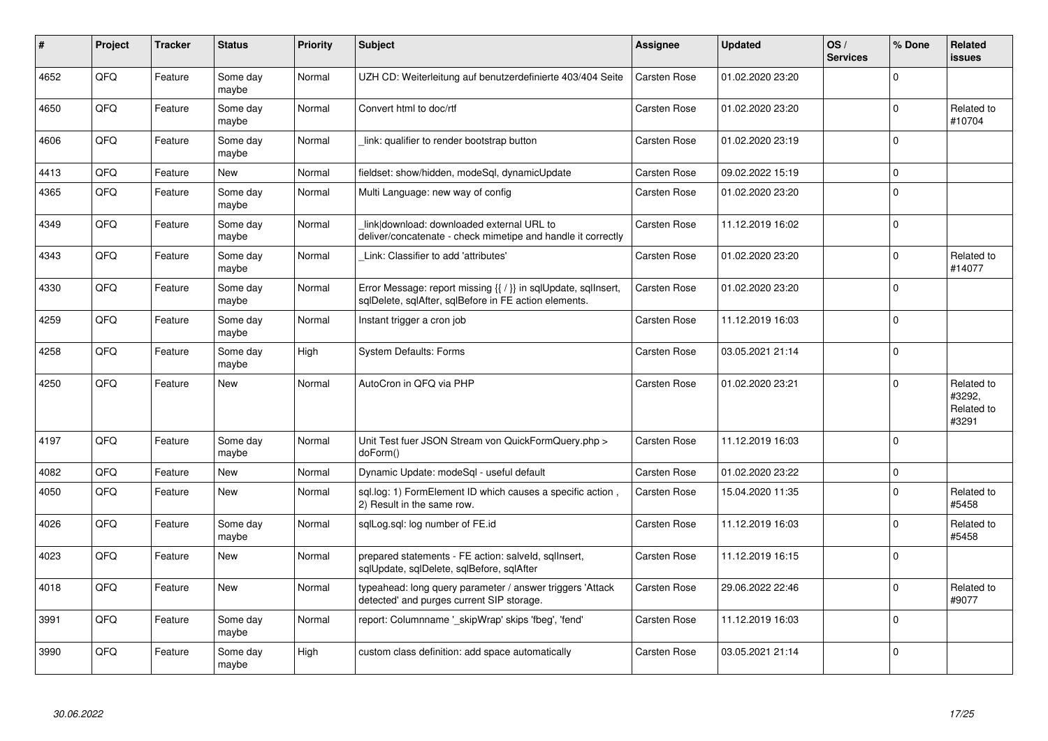| # | Project | Tracker | Status | Priority | Subject | Assignee | Updated | OS / Services | % Done | Related issues |
|---|---|---|---|---|---|---|---|---|---|---|
| 4652 | QFQ | Feature | Some day maybe | Normal | UZH CD: Weiterleitung auf benutzerdefinierte 403/404 Seite | Carsten Rose | 01.02.2020 23:20 | | 0 | |
| 4650 | QFQ | Feature | Some day maybe | Normal | Convert html to doc/rtf | Carsten Rose | 01.02.2020 23:20 | | 0 | Related to #10704 |
| 4606 | QFQ | Feature | Some day maybe | Normal | _link: qualifier to render bootstrap button | Carsten Rose | 01.02.2020 23:19 | | 0 | |
| 4413 | QFQ | Feature | New | Normal | fieldset: show/hidden, modeSql, dynamicUpdate | Carsten Rose | 09.02.2022 15:19 | | 0 | |
| 4365 | QFQ | Feature | Some day maybe | Normal | Multi Language: new way of config | Carsten Rose | 01.02.2020 23:20 | | 0 | |
| 4349 | QFQ | Feature | Some day maybe | Normal | _link\|download: downloaded external URL to deliver/concatenate - check mimetipe and handle it correctly | Carsten Rose | 11.12.2019 16:02 | | 0 | |
| 4343 | QFQ | Feature | Some day maybe | Normal | _Link: Classifier to add 'attributes' | Carsten Rose | 01.02.2020 23:20 | | 0 | Related to #14077 |
| 4330 | QFQ | Feature | Some day maybe | Normal | Error Message: report missing {{ / }} in sqlUpdate, sqlInsert, sqlDelete, sqlAfter, sqlBefore in FE action elements. | Carsten Rose | 01.02.2020 23:20 | | 0 | |
| 4259 | QFQ | Feature | Some day maybe | Normal | Instant trigger a cron job | Carsten Rose | 11.12.2019 16:03 | | 0 | |
| 4258 | QFQ | Feature | Some day maybe | High | System Defaults: Forms | Carsten Rose | 03.05.2021 21:14 | | 0 | |
| 4250 | QFQ | Feature | New | Normal | AutoCron in QFQ via PHP | Carsten Rose | 01.02.2020 23:21 | | 0 | Related to #3292, Related to #3291 |
| 4197 | QFQ | Feature | Some day maybe | Normal | Unit Test fuer JSON Stream von QuickFormQuery.php > doForm() | Carsten Rose | 11.12.2019 16:03 | | 0 | |
| 4082 | QFQ | Feature | New | Normal | Dynamic Update: modeSql - useful default | Carsten Rose | 01.02.2020 23:22 | | 0 | |
| 4050 | QFQ | Feature | New | Normal | sql.log: 1) FormElement ID which causes a specific action , 2) Result in the same row. | Carsten Rose | 15.04.2020 11:35 | | 0 | Related to #5458 |
| 4026 | QFQ | Feature | Some day maybe | Normal | sqlLog.sql: log number of FE.id | Carsten Rose | 11.12.2019 16:03 | | 0 | Related to #5458 |
| 4023 | QFQ | Feature | New | Normal | prepared statements - FE action: salveld, sqlInsert, sqlUpdate, sqlDelete, sqlBefore, sqlAfter | Carsten Rose | 11.12.2019 16:15 | | 0 | |
| 4018 | QFQ | Feature | New | Normal | typeahead: long query parameter / answer triggers 'Attack detected' and purges current SIP storage. | Carsten Rose | 29.06.2022 22:46 | | 0 | Related to #9077 |
| 3991 | QFQ | Feature | Some day maybe | Normal | report: Columnname '_skipWrap' skips 'fbeg', 'fend' | Carsten Rose | 11.12.2019 16:03 | | 0 | |
| 3990 | QFQ | Feature | Some day maybe | High | custom class definition: add space automatically | Carsten Rose | 03.05.2021 21:14 | | 0 | |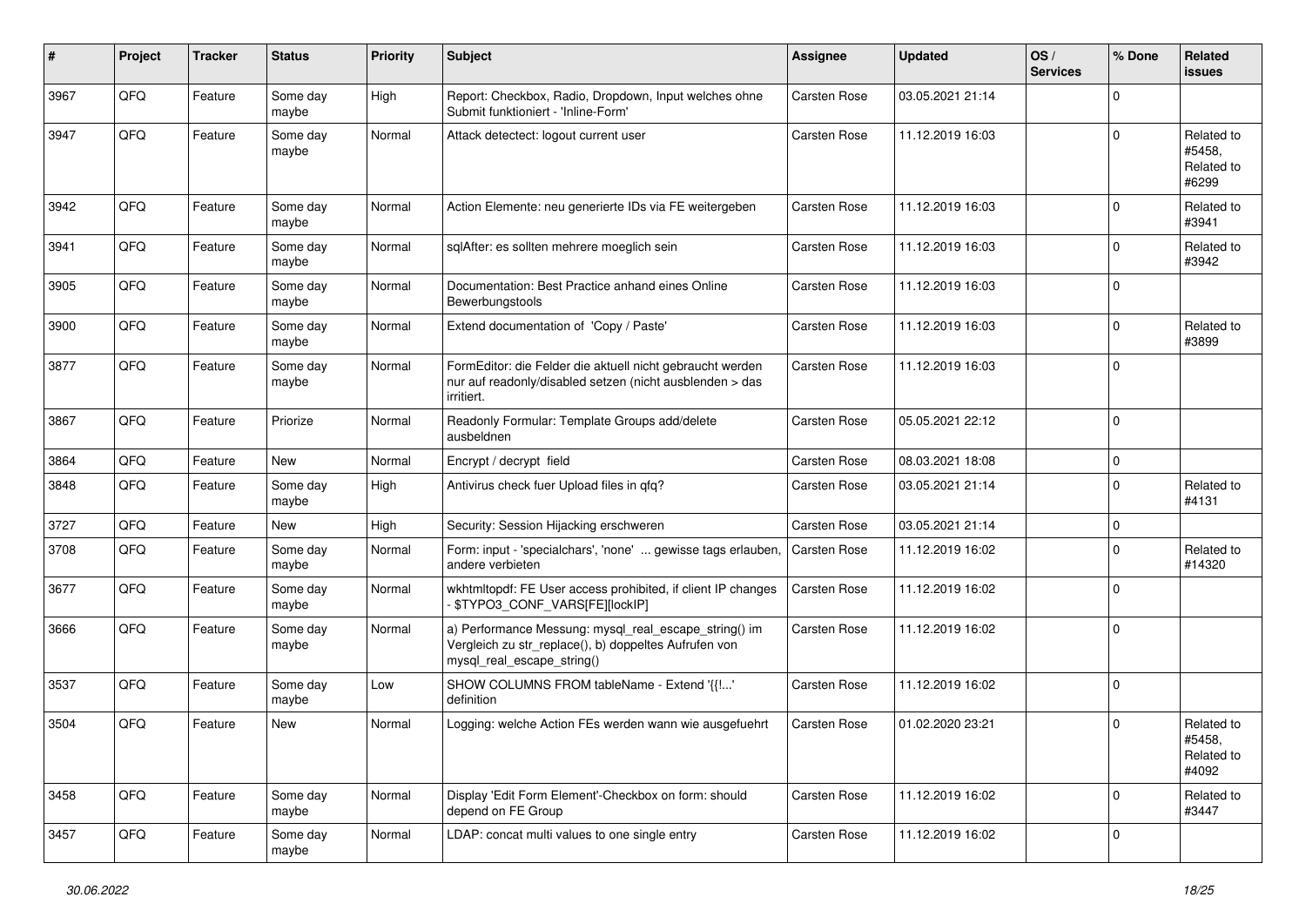| # | Project | Tracker | Status | Priority | Subject | Assignee | Updated | OS / Services | % Done | Related issues |
|---|---|---|---|---|---|---|---|---|---|---|
| 3967 | QFQ | Feature | Some day maybe | High | Report: Checkbox, Radio, Dropdown, Input welches ohne Submit funktioniert - 'Inline-Form' | Carsten Rose | 03.05.2021 21:14 | | 0 | |
| 3947 | QFQ | Feature | Some day maybe | Normal | Attack detectect: logout current user | Carsten Rose | 11.12.2019 16:03 | | 0 | Related to #5458, Related to #6299 |
| 3942 | QFQ | Feature | Some day maybe | Normal | Action Elemente: neu generierte IDs via FE weitergeben | Carsten Rose | 11.12.2019 16:03 | | 0 | Related to #3941 |
| 3941 | QFQ | Feature | Some day maybe | Normal | sqlAfter: es sollten mehrere moeglich sein | Carsten Rose | 11.12.2019 16:03 | | 0 | Related to #3942 |
| 3905 | QFQ | Feature | Some day maybe | Normal | Documentation: Best Practice anhand eines Online Bewerbungstools | Carsten Rose | 11.12.2019 16:03 | | 0 | |
| 3900 | QFQ | Feature | Some day maybe | Normal | Extend documentation of 'Copy / Paste' | Carsten Rose | 11.12.2019 16:03 | | 0 | Related to #3899 |
| 3877 | QFQ | Feature | Some day maybe | Normal | FormEditor: die Felder die aktuell nicht gebraucht werden nur auf readonly/disabled setzen (nicht ausblenden > das irritiert. | Carsten Rose | 11.12.2019 16:03 | | 0 | |
| 3867 | QFQ | Feature | Priorize | Normal | Readonly Formular: Template Groups add/delete ausbeldnen | Carsten Rose | 05.05.2021 22:12 | | 0 | |
| 3864 | QFQ | Feature | New | Normal | Encrypt / decrypt field | Carsten Rose | 08.03.2021 18:08 | | 0 | |
| 3848 | QFQ | Feature | Some day maybe | High | Antivirus check fuer Upload files in qfq? | Carsten Rose | 03.05.2021 21:14 | | 0 | Related to #4131 |
| 3727 | QFQ | Feature | New | High | Security: Session Hijacking erschweren | Carsten Rose | 03.05.2021 21:14 | | 0 | |
| 3708 | QFQ | Feature | Some day maybe | Normal | Form: input - 'specialchars', 'none' ... gewisse tags erlauben, andere verbieten | Carsten Rose | 11.12.2019 16:02 | | 0 | Related to #14320 |
| 3677 | QFQ | Feature | Some day maybe | Normal | wkhtmltopdf: FE User access prohibited, if client IP changes - $TYPO3_CONF_VARS[FE][lockIP] | Carsten Rose | 11.12.2019 16:02 | | 0 | |
| 3666 | QFQ | Feature | Some day maybe | Normal | a) Performance Messung: mysql_real_escape_string() im Vergleich zu str_replace(), b) doppeltes Aufrufen von mysql_real_escape_string() | Carsten Rose | 11.12.2019 16:02 | | 0 | |
| 3537 | QFQ | Feature | Some day maybe | Low | SHOW COLUMNS FROM tableName - Extend '{{!...' definition | Carsten Rose | 11.12.2019 16:02 | | 0 | |
| 3504 | QFQ | Feature | New | Normal | Logging: welche Action FEs werden wann wie ausgefuehrt | Carsten Rose | 01.02.2020 23:21 | | 0 | Related to #5458, Related to #4092 |
| 3458 | QFQ | Feature | Some day maybe | Normal | Display 'Edit Form Element'-Checkbox on form: should depend on FE Group | Carsten Rose | 11.12.2019 16:02 | | 0 | Related to #3447 |
| 3457 | QFQ | Feature | Some day maybe | Normal | LDAP: concat multi values to one single entry | Carsten Rose | 11.12.2019 16:02 | | 0 | |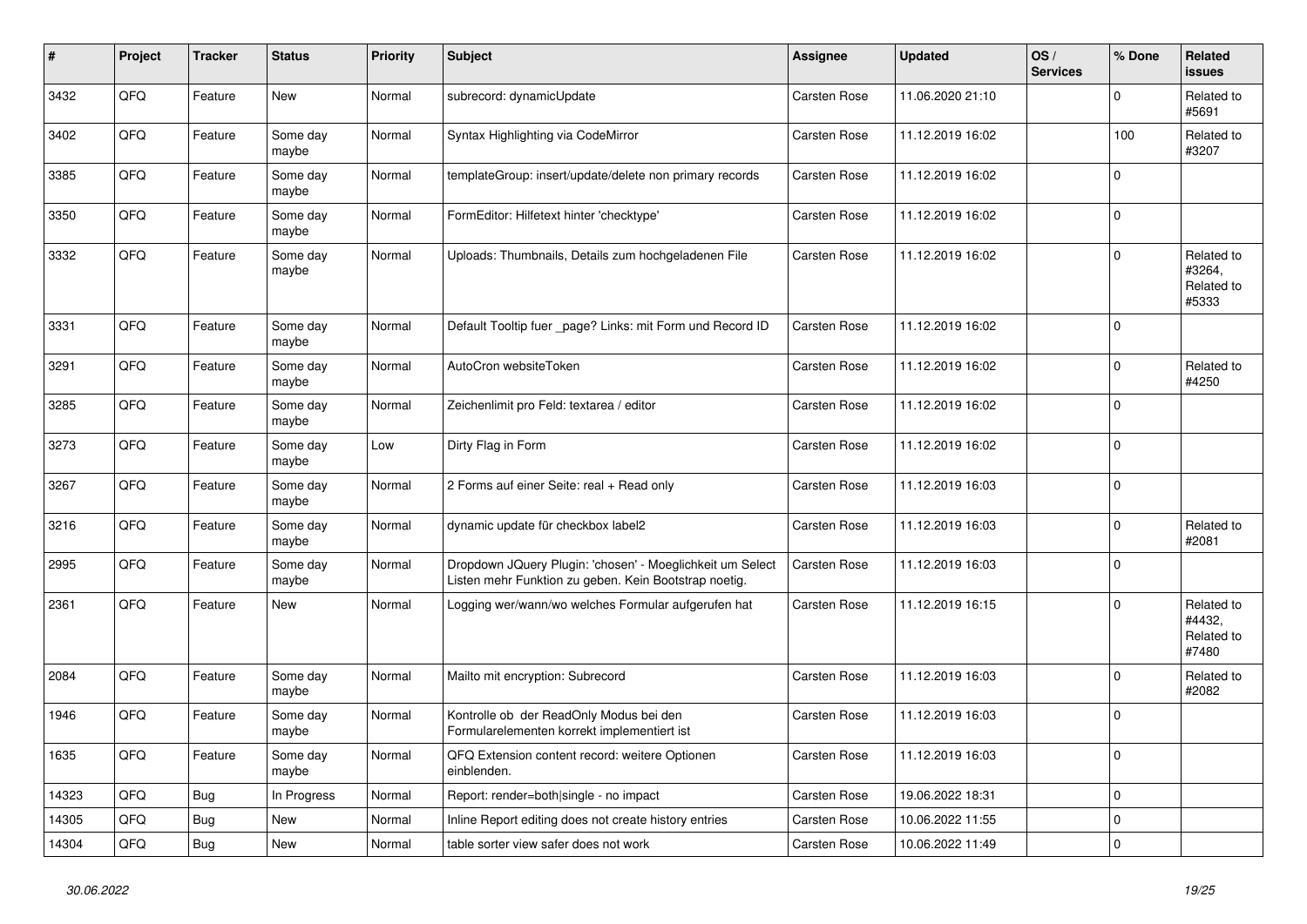| # | Project | Tracker | Status | Priority | Subject | Assignee | Updated | OS / Services | % Done | Related issues |
|---|---|---|---|---|---|---|---|---|---|---|
| 3432 | QFQ | Feature | New | Normal | subrecord: dynamicUpdate | Carsten Rose | 11.06.2020 21:10 | | 0 | Related to #5691 |
| 3402 | QFQ | Feature | Some day maybe | Normal | Syntax Highlighting via CodeMirror | Carsten Rose | 11.12.2019 16:02 | | 100 | Related to #3207 |
| 3385 | QFQ | Feature | Some day maybe | Normal | templateGroup: insert/update/delete non primary records | Carsten Rose | 11.12.2019 16:02 | | 0 | |
| 3350 | QFQ | Feature | Some day maybe | Normal | FormEditor: Hilfetext hinter 'checktype' | Carsten Rose | 11.12.2019 16:02 | | 0 | |
| 3332 | QFQ | Feature | Some day maybe | Normal | Uploads: Thumbnails, Details zum hochgeladenen File | Carsten Rose | 11.12.2019 16:02 | | 0 | Related to #3264, Related to #5333 |
| 3331 | QFQ | Feature | Some day maybe | Normal | Default Tooltip fuer _page? Links: mit Form und Record ID | Carsten Rose | 11.12.2019 16:02 | | 0 | |
| 3291 | QFQ | Feature | Some day maybe | Normal | AutoCron websiteToken | Carsten Rose | 11.12.2019 16:02 | | 0 | Related to #4250 |
| 3285 | QFQ | Feature | Some day maybe | Normal | Zeichenlimit pro Feld: textarea / editor | Carsten Rose | 11.12.2019 16:02 | | 0 | |
| 3273 | QFQ | Feature | Some day maybe | Low | Dirty Flag in Form | Carsten Rose | 11.12.2019 16:02 | | 0 | |
| 3267 | QFQ | Feature | Some day maybe | Normal | 2 Forms auf einer Seite: real + Read only | Carsten Rose | 11.12.2019 16:03 | | 0 | |
| 3216 | QFQ | Feature | Some day maybe | Normal | dynamic update für checkbox label2 | Carsten Rose | 11.12.2019 16:03 | | 0 | Related to #2081 |
| 2995 | QFQ | Feature | Some day maybe | Normal | Dropdown JQuery Plugin: 'chosen' - Moeglichkeit um Select Listen mehr Funktion zu geben. Kein Bootstrap noetig. | Carsten Rose | 11.12.2019 16:03 | | 0 | |
| 2361 | QFQ | Feature | New | Normal | Logging wer/wann/wo welches Formular aufgerufen hat | Carsten Rose | 11.12.2019 16:15 | | 0 | Related to #4432, Related to #7480 |
| 2084 | QFQ | Feature | Some day maybe | Normal | Mailto mit encryption: Subrecord | Carsten Rose | 11.12.2019 16:03 | | 0 | Related to #2082 |
| 1946 | QFQ | Feature | Some day maybe | Normal | Kontrolle ob der ReadOnly Modus bei den Formularelementen korrekt implementiert ist | Carsten Rose | 11.12.2019 16:03 | | 0 | |
| 1635 | QFQ | Feature | Some day maybe | Normal | QFQ Extension content record: weitere Optionen einblenden. | Carsten Rose | 11.12.2019 16:03 | | 0 | |
| 14323 | QFQ | Bug | In Progress | Normal | Report: render=both\|single - no impact | Carsten Rose | 19.06.2022 18:31 | | 0 | |
| 14305 | QFQ | Bug | New | Normal | Inline Report editing does not create history entries | Carsten Rose | 10.06.2022 11:55 | | 0 | |
| 14304 | QFQ | Bug | New | Normal | table sorter view safer does not work | Carsten Rose | 10.06.2022 11:49 | | 0 | |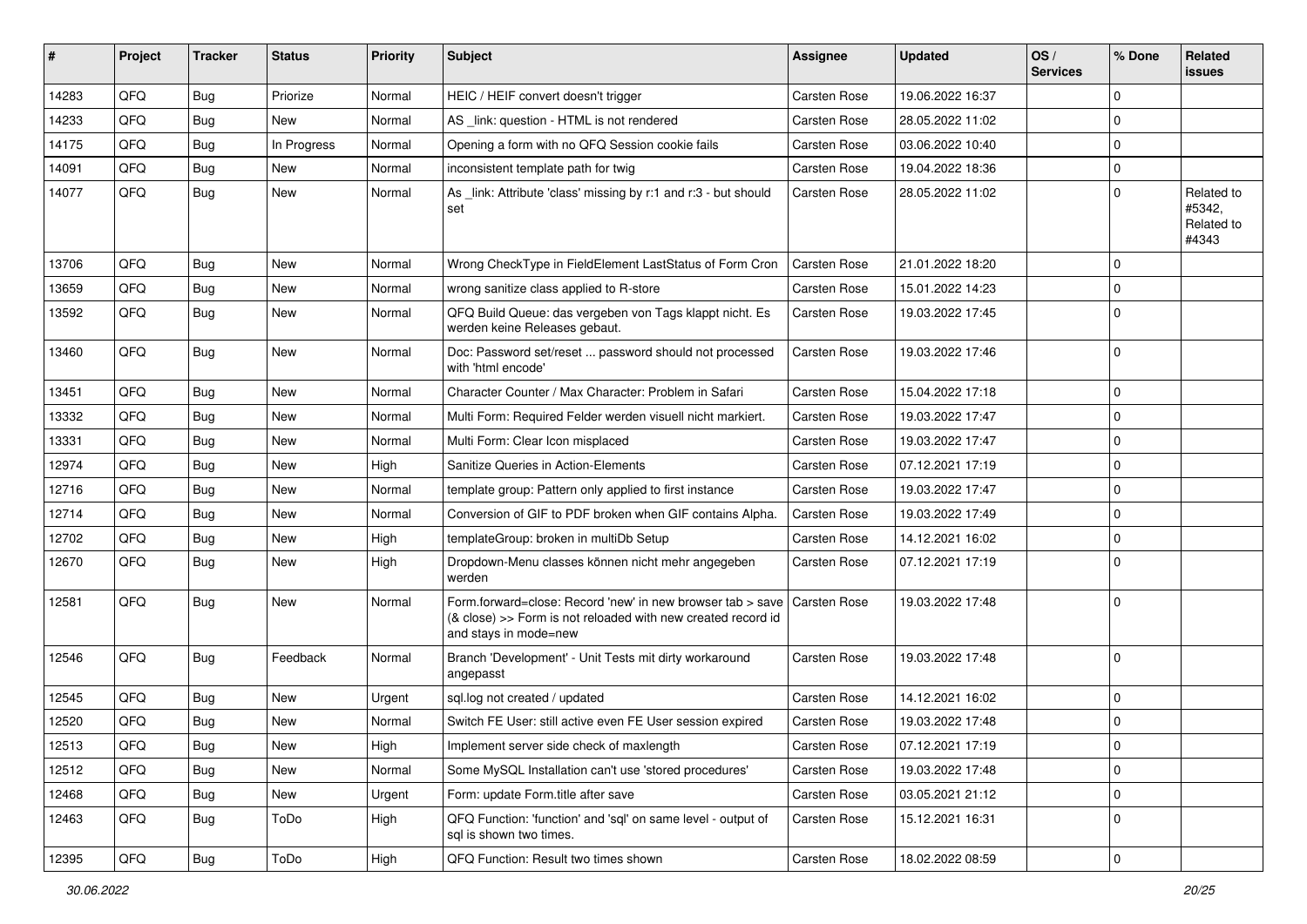| # | Project | Tracker | Status | Priority | Subject | Assignee | Updated | OS / Services | % Done | Related issues |
|---|---|---|---|---|---|---|---|---|---|---|
| 14283 | QFQ | Bug | Priorize | Normal | HEIC / HEIF convert doesn't trigger | Carsten Rose | 19.06.2022 16:37 | | 0 | |
| 14233 | QFQ | Bug | New | Normal | AS _link: question - HTML is not rendered | Carsten Rose | 28.05.2022 11:02 | | 0 | |
| 14175 | QFQ | Bug | In Progress | Normal | Opening a form with no QFQ Session cookie fails | Carsten Rose | 03.06.2022 10:40 | | 0 | |
| 14091 | QFQ | Bug | New | Normal | inconsistent template path for twig | Carsten Rose | 19.04.2022 18:36 | | 0 | |
| 14077 | QFQ | Bug | New | Normal | As _link: Attribute 'class' missing by r:1 and r:3 - but should set | Carsten Rose | 28.05.2022 11:02 | | 0 | Related to #5342, Related to #4343 |
| 13706 | QFQ | Bug | New | Normal | Wrong CheckType in FieldElement LastStatus of Form Cron | Carsten Rose | 21.01.2022 18:20 | | 0 | |
| 13659 | QFQ | Bug | New | Normal | wrong sanitize class applied to R-store | Carsten Rose | 15.01.2022 14:23 | | 0 | |
| 13592 | QFQ | Bug | New | Normal | QFQ Build Queue: das vergeben von Tags klappt nicht. Es werden keine Releases gebaut. | Carsten Rose | 19.03.2022 17:45 | | 0 | |
| 13460 | QFQ | Bug | New | Normal | Doc: Password set/reset ... password should not processed with 'html encode' | Carsten Rose | 19.03.2022 17:46 | | 0 | |
| 13451 | QFQ | Bug | New | Normal | Character Counter / Max Character: Problem in Safari | Carsten Rose | 15.04.2022 17:18 | | 0 | |
| 13332 | QFQ | Bug | New | Normal | Multi Form: Required Felder werden visuell nicht markiert. | Carsten Rose | 19.03.2022 17:47 | | 0 | |
| 13331 | QFQ | Bug | New | Normal | Multi Form: Clear Icon misplaced | Carsten Rose | 19.03.2022 17:47 | | 0 | |
| 12974 | QFQ | Bug | New | High | Sanitize Queries in Action-Elements | Carsten Rose | 07.12.2021 17:19 | | 0 | |
| 12716 | QFQ | Bug | New | Normal | template group: Pattern only applied to first instance | Carsten Rose | 19.03.2022 17:47 | | 0 | |
| 12714 | QFQ | Bug | New | Normal | Conversion of GIF to PDF broken when GIF contains Alpha. | Carsten Rose | 19.03.2022 17:49 | | 0 | |
| 12702 | QFQ | Bug | New | High | templateGroup: broken in multiDb Setup | Carsten Rose | 14.12.2021 16:02 | | 0 | |
| 12670 | QFQ | Bug | New | High | Dropdown-Menu classes können nicht mehr angegeben werden | Carsten Rose | 07.12.2021 17:19 | | 0 | |
| 12581 | QFQ | Bug | New | Normal | Form.forward=close: Record 'new' in new browser tab > save (& close) >> Form is not reloaded with new created record id and stays in mode=new | Carsten Rose | 19.03.2022 17:48 | | 0 | |
| 12546 | QFQ | Bug | Feedback | Normal | Branch 'Development' - Unit Tests mit dirty workaround angepasst | Carsten Rose | 19.03.2022 17:48 | | 0 | |
| 12545 | QFQ | Bug | New | Urgent | sql.log not created / updated | Carsten Rose | 14.12.2021 16:02 | | 0 | |
| 12520 | QFQ | Bug | New | Normal | Switch FE User: still active even FE User session expired | Carsten Rose | 19.03.2022 17:48 | | 0 | |
| 12513 | QFQ | Bug | New | High | Implement server side check of maxlength | Carsten Rose | 07.12.2021 17:19 | | 0 | |
| 12512 | QFQ | Bug | New | Normal | Some MySQL Installation can't use 'stored procedures' | Carsten Rose | 19.03.2022 17:48 | | 0 | |
| 12468 | QFQ | Bug | New | Urgent | Form: update Form.title after save | Carsten Rose | 03.05.2021 21:12 | | 0 | |
| 12463 | QFQ | Bug | ToDo | High | QFQ Function: 'function' and 'sql' on same level - output of sql is shown two times. | Carsten Rose | 15.12.2021 16:31 | | 0 | |
| 12395 | QFQ | Bug | ToDo | High | QFQ Function: Result two times shown | Carsten Rose | 18.02.2022 08:59 | | 0 | |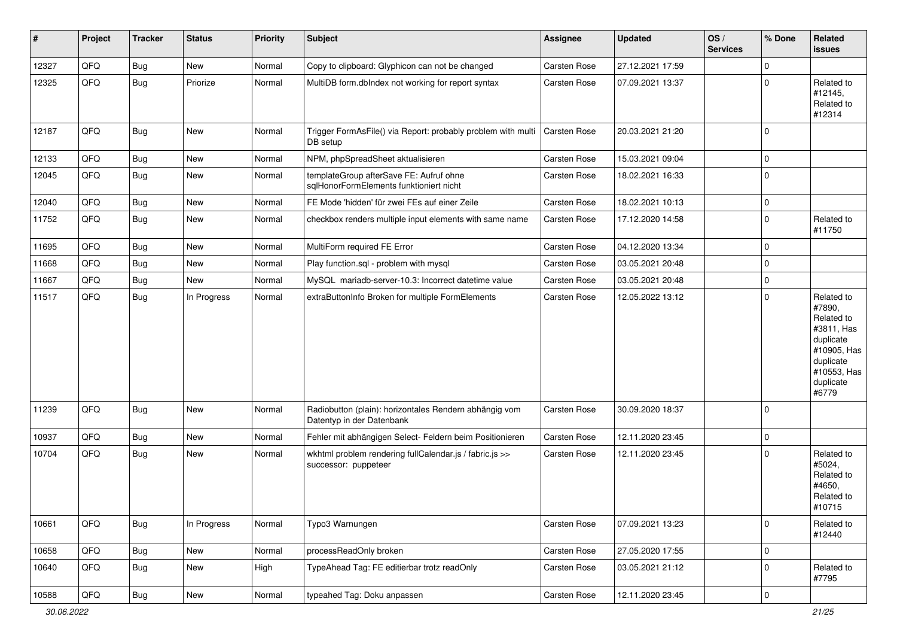| # | Project | Tracker | Status | Priority | Subject | Assignee | Updated | OS / Services | % Done | Related issues |
|---|---|---|---|---|---|---|---|---|---|---|
| 12327 | QFQ | Bug | New | Normal | Copy to clipboard: Glyphicon can not be changed | Carsten Rose | 27.12.2021 17:59 | | 0 | |
| 12325 | QFQ | Bug | Priorize | Normal | MultiDB form.dbIndex not working for report syntax | Carsten Rose | 07.09.2021 13:37 | | 0 | Related to #12145, Related to #12314 |
| 12187 | QFQ | Bug | New | Normal | Trigger FormAsFile() via Report: probably problem with multi DB setup | Carsten Rose | 20.03.2021 21:20 | | 0 | |
| 12133 | QFQ | Bug | New | Normal | NPM, phpSpreadSheet aktualisieren | Carsten Rose | 15.03.2021 09:04 | | 0 | |
| 12045 | QFQ | Bug | New | Normal | templateGroup afterSave FE: Aufruf ohne sqlHonorFormElements funktioniert nicht | Carsten Rose | 18.02.2021 16:33 | | 0 | |
| 12040 | QFQ | Bug | New | Normal | FE Mode 'hidden' für zwei FEs auf einer Zeile | Carsten Rose | 18.02.2021 10:13 | | 0 | |
| 11752 | QFQ | Bug | New | Normal | checkbox renders multiple input elements with same name | Carsten Rose | 17.12.2020 14:58 | | 0 | Related to #11750 |
| 11695 | QFQ | Bug | New | Normal | MultiForm required FE Error | Carsten Rose | 04.12.2020 13:34 | | 0 | |
| 11668 | QFQ | Bug | New | Normal | Play function.sql - problem with mysql | Carsten Rose | 03.05.2021 20:48 | | 0 | |
| 11667 | QFQ | Bug | New | Normal | MySQL mariadb-server-10.3: Incorrect datetime value | Carsten Rose | 03.05.2021 20:48 | | 0 | |
| 11517 | QFQ | Bug | In Progress | Normal | extraButtonInfo Broken for multiple FormElements | Carsten Rose | 12.05.2022 13:12 | | 0 | Related to #7890, Related to #3811, Has duplicate #10905, Has duplicate #10553, Has duplicate #6779 |
| 11239 | QFQ | Bug | New | Normal | Radiobutton (plain): horizontales Rendern abhängig vom Datentyp in der Datenbank | Carsten Rose | 30.09.2020 18:37 | | 0 | |
| 10937 | QFQ | Bug | New | Normal | Fehler mit abhängigen Select- Feldern beim Positionieren | Carsten Rose | 12.11.2020 23:45 | | 0 | |
| 10704 | QFQ | Bug | New | Normal | wkhtml problem rendering fullCalendar.js / fabric.js >> successor: puppeteer | Carsten Rose | 12.11.2020 23:45 | | 0 | Related to #5024, Related to #4650, Related to #10715 |
| 10661 | QFQ | Bug | In Progress | Normal | Typo3 Warnungen | Carsten Rose | 07.09.2021 13:23 | | 0 | Related to #12440 |
| 10658 | QFQ | Bug | New | Normal | processReadOnly broken | Carsten Rose | 27.05.2020 17:55 | | 0 | |
| 10640 | QFQ | Bug | New | High | TypeAhead Tag: FE editierbar trotz readOnly | Carsten Rose | 03.05.2021 21:12 | | 0 | Related to #7795 |
| 10588 | QFQ | Bug | New | Normal | typeahed Tag: Doku anpassen | Carsten Rose | 12.11.2020 23:45 | | 0 | |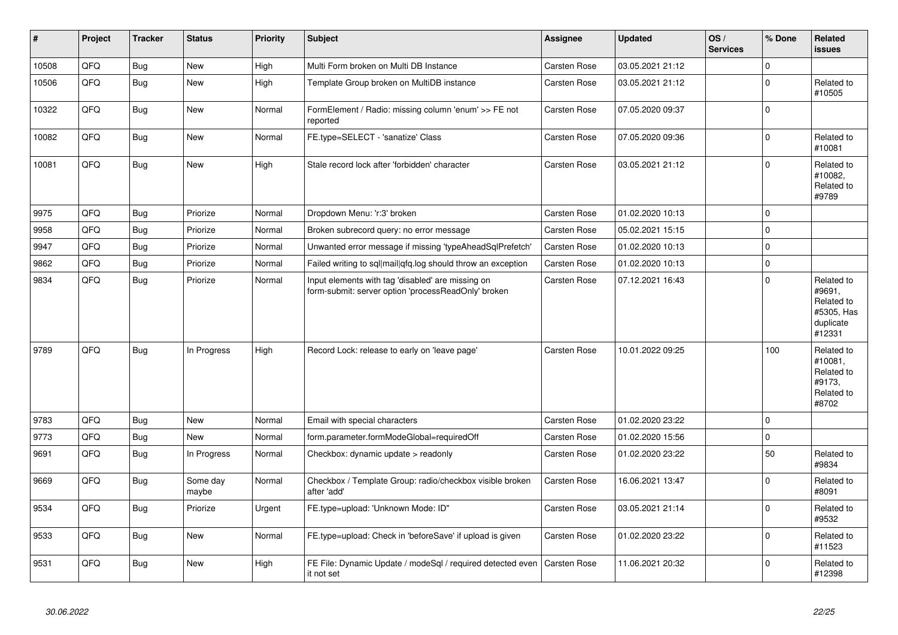| # | Project | Tracker | Status | Priority | Subject | Assignee | Updated | OS / Services | % Done | Related issues |
|---|---|---|---|---|---|---|---|---|---|---|
| 10508 | QFQ | Bug | New | High | Multi Form broken on Multi DB Instance | Carsten Rose | 03.05.2021 21:12 | | 0 | |
| 10506 | QFQ | Bug | New | High | Template Group broken on MultiDB instance | Carsten Rose | 03.05.2021 21:12 | | 0 | Related to #10505 |
| 10322 | QFQ | Bug | New | Normal | FormElement / Radio: missing column 'enum' >> FE not reported | Carsten Rose | 07.05.2020 09:37 | | 0 | |
| 10082 | QFQ | Bug | New | Normal | FE.type=SELECT - 'sanatize' Class | Carsten Rose | 07.05.2020 09:36 | | 0 | Related to #10081 |
| 10081 | QFQ | Bug | New | High | Stale record lock after 'forbidden' character | Carsten Rose | 03.05.2021 21:12 | | 0 | Related to #10082, Related to #9789 |
| 9975 | QFQ | Bug | Priorize | Normal | Dropdown Menu: 'r:3' broken | Carsten Rose | 01.02.2020 10:13 | | 0 | |
| 9958 | QFQ | Bug | Priorize | Normal | Broken subrecord query: no error message | Carsten Rose | 05.02.2021 15:15 | | 0 | |
| 9947 | QFQ | Bug | Priorize | Normal | Unwanted error message if missing 'typeAheadSqlPrefetch' | Carsten Rose | 01.02.2020 10:13 | | 0 | |
| 9862 | QFQ | Bug | Priorize | Normal | Failed writing to sql|mail|qfq.log should throw an exception | Carsten Rose | 01.02.2020 10:13 | | 0 | |
| 9834 | QFQ | Bug | Priorize | Normal | Input elements with tag 'disabled' are missing on form-submit: server option 'processReadOnly' broken | Carsten Rose | 07.12.2021 16:43 | | 0 | Related to #9691, Related to #5305, Has duplicate #12331 |
| 9789 | QFQ | Bug | In Progress | High | Record Lock: release to early on 'leave page' | Carsten Rose | 10.01.2022 09:25 | | 100 | Related to #10081, Related to #9173, Related to #8702 |
| 9783 | QFQ | Bug | New | Normal | Email with special characters | Carsten Rose | 01.02.2020 23:22 | | 0 | |
| 9773 | QFQ | Bug | New | Normal | form.parameter.formModeGlobal=requiredOff | Carsten Rose | 01.02.2020 15:56 | | 0 | |
| 9691 | QFQ | Bug | In Progress | Normal | Checkbox: dynamic update > readonly | Carsten Rose | 01.02.2020 23:22 | | 50 | Related to #9834 |
| 9669 | QFQ | Bug | Some day maybe | Normal | Checkbox / Template Group: radio/checkbox visible broken after 'add' | Carsten Rose | 16.06.2021 13:47 | | 0 | Related to #8091 |
| 9534 | QFQ | Bug | Priorize | Urgent | FE.type=upload: 'Unknown Mode: ID" | Carsten Rose | 03.05.2021 21:14 | | 0 | Related to #9532 |
| 9533 | QFQ | Bug | New | Normal | FE.type=upload: Check in 'beforeSave' if upload is given | Carsten Rose | 01.02.2020 23:22 | | 0 | Related to #11523 |
| 9531 | QFQ | Bug | New | High | FE File: Dynamic Update / modeSql / required detected even it not set | Carsten Rose | 11.06.2021 20:32 | | 0 | Related to #12398 |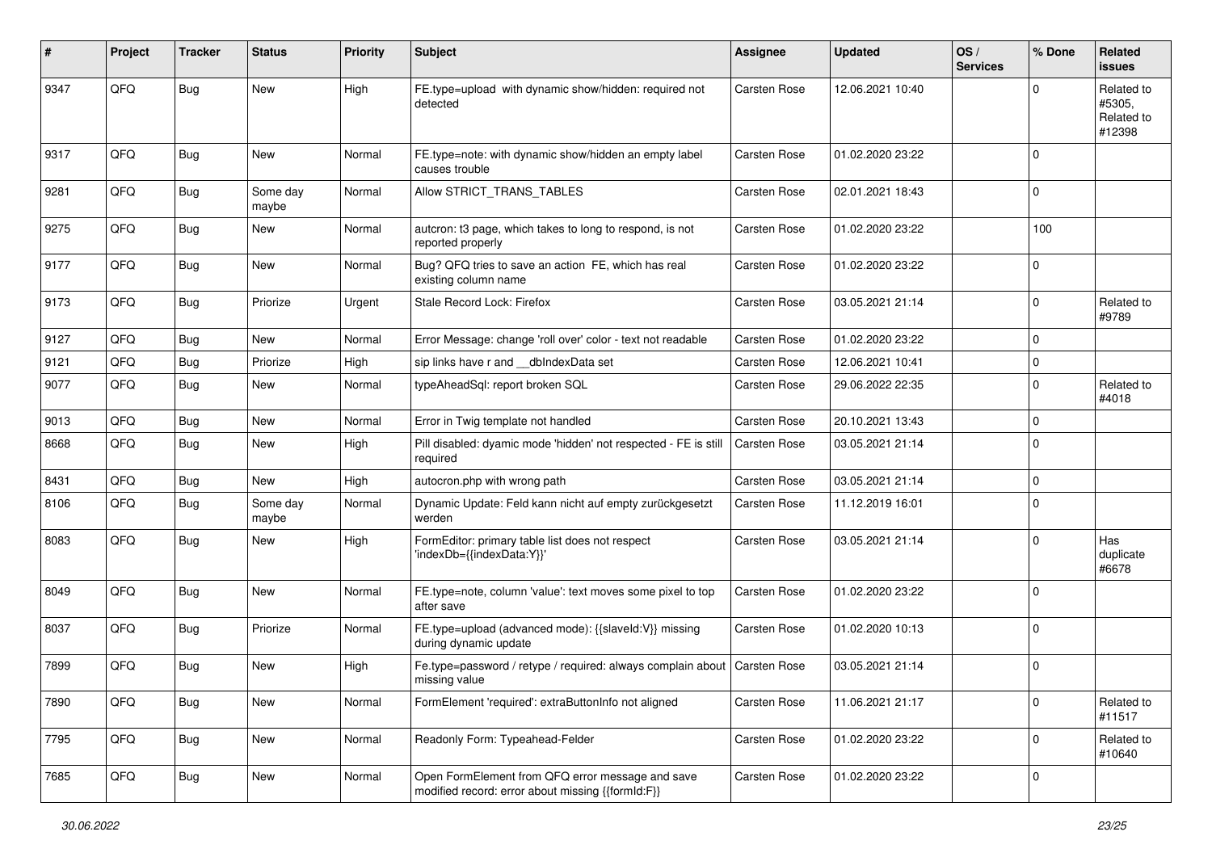| # | Project | Tracker | Status | Priority | Subject | Assignee | Updated | OS / Services | % Done | Related issues |
|---|---|---|---|---|---|---|---|---|---|---|
| 9347 | QFQ | Bug | New | High | FE.type=upload with dynamic show/hidden: required not detected | Carsten Rose | 12.06.2021 10:40 | | 0 | Related to #5305, Related to #12398 |
| 9317 | QFQ | Bug | New | Normal | FE.type=note: with dynamic show/hidden an empty label causes trouble | Carsten Rose | 01.02.2020 23:22 | | 0 | |
| 9281 | QFQ | Bug | Some day maybe | Normal | Allow STRICT_TRANS_TABLES | Carsten Rose | 02.01.2021 18:43 | | 0 | |
| 9275 | QFQ | Bug | New | Normal | autcron: t3 page, which takes to long to respond, is not reported properly | Carsten Rose | 01.02.2020 23:22 | | 100 | |
| 9177 | QFQ | Bug | New | Normal | Bug? QFQ tries to save an action FE, which has real existing column name | Carsten Rose | 01.02.2020 23:22 | | 0 | |
| 9173 | QFQ | Bug | Priorize | Urgent | Stale Record Lock: Firefox | Carsten Rose | 03.05.2021 21:14 | | 0 | Related to #9789 |
| 9127 | QFQ | Bug | New | Normal | Error Message: change 'roll over' color - text not readable | Carsten Rose | 01.02.2020 23:22 | | 0 | |
| 9121 | QFQ | Bug | Priorize | High | sip links have r and __dbIndexData set | Carsten Rose | 12.06.2021 10:41 | | 0 | |
| 9077 | QFQ | Bug | New | Normal | typeAheadSql: report broken SQL | Carsten Rose | 29.06.2022 22:35 | | 0 | Related to #4018 |
| 9013 | QFQ | Bug | New | Normal | Error in Twig template not handled | Carsten Rose | 20.10.2021 13:43 | | 0 | |
| 8668 | QFQ | Bug | New | High | Pill disabled: dyamic mode 'hidden' not respected - FE is still required | Carsten Rose | 03.05.2021 21:14 | | 0 | |
| 8431 | QFQ | Bug | New | High | autocron.php with wrong path | Carsten Rose | 03.05.2021 21:14 | | 0 | |
| 8106 | QFQ | Bug | Some day maybe | Normal | Dynamic Update: Feld kann nicht auf empty zurückgesetzt werden | Carsten Rose | 11.12.2019 16:01 | | 0 | |
| 8083 | QFQ | Bug | New | High | FormEditor: primary table list does not respect 'indexDb={{indexData:Y}}' | Carsten Rose | 03.05.2021 21:14 | | 0 | Has duplicate #6678 |
| 8049 | QFQ | Bug | New | Normal | FE.type=note, column 'value': text moves some pixel to top after save | Carsten Rose | 01.02.2020 23:22 | | 0 | |
| 8037 | QFQ | Bug | Priorize | Normal | FE.type=upload (advanced mode): {{slaveId:V}} missing during dynamic update | Carsten Rose | 01.02.2020 10:13 | | 0 | |
| 7899 | QFQ | Bug | New | High | Fe.type=password / retype / required: always complain about missing value | Carsten Rose | 03.05.2021 21:14 | | 0 | |
| 7890 | QFQ | Bug | New | Normal | FormElement 'required': extraButtonInfo not aligned | Carsten Rose | 11.06.2021 21:17 | | 0 | Related to #11517 |
| 7795 | QFQ | Bug | New | Normal | Readonly Form: Typeahead-Felder | Carsten Rose | 01.02.2020 23:22 | | 0 | Related to #10640 |
| 7685 | QFQ | Bug | New | Normal | Open FormElement from QFQ error message and save modified record: error about missing {{formId:F}} | Carsten Rose | 01.02.2020 23:22 | | 0 | |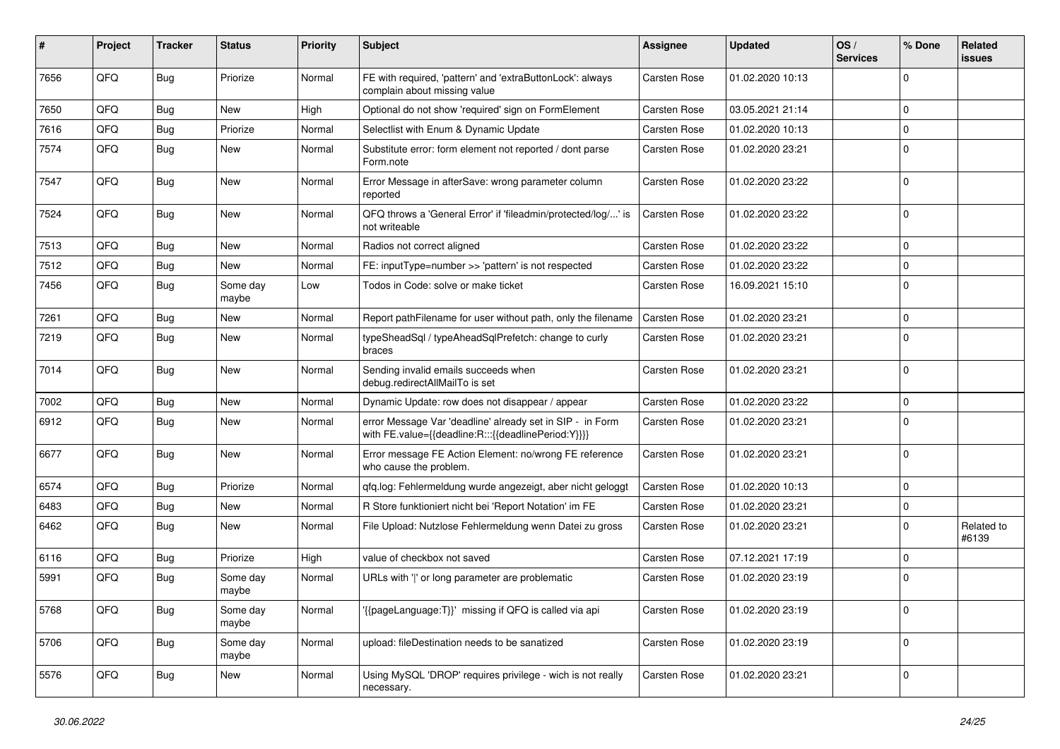| # | Project | Tracker | Status | Priority | Subject | Assignee | Updated | OS / Services | % Done | Related issues |
|---|---|---|---|---|---|---|---|---|---|---|
| 7656 | QFQ | Bug | Priorize | Normal | FE with required, 'pattern' and 'extraButtonLock': always complain about missing value | Carsten Rose | 01.02.2020 10:13 | | 0 | |
| 7650 | QFQ | Bug | New | High | Optional do not show 'required' sign on FormElement | Carsten Rose | 03.05.2021 21:14 | | 0 | |
| 7616 | QFQ | Bug | Priorize | Normal | Selectlist with Enum & Dynamic Update | Carsten Rose | 01.02.2020 10:13 | | 0 | |
| 7574 | QFQ | Bug | New | Normal | Substitute error: form element not reported / dont parse Form.note | Carsten Rose | 01.02.2020 23:21 | | 0 | |
| 7547 | QFQ | Bug | New | Normal | Error Message in afterSave: wrong parameter column reported | Carsten Rose | 01.02.2020 23:22 | | 0 | |
| 7524 | QFQ | Bug | New | Normal | QFQ throws a 'General Error' if 'fileadmin/protected/log/...' is not writeable | Carsten Rose | 01.02.2020 23:22 | | 0 | |
| 7513 | QFQ | Bug | New | Normal | Radios not correct aligned | Carsten Rose | 01.02.2020 23:22 | | 0 | |
| 7512 | QFQ | Bug | New | Normal | FE: inputType=number >> 'pattern' is not respected | Carsten Rose | 01.02.2020 23:22 | | 0 | |
| 7456 | QFQ | Bug | Some day maybe | Low | Todos in Code: solve or make ticket | Carsten Rose | 16.09.2021 15:10 | | 0 | |
| 7261 | QFQ | Bug | New | Normal | Report pathFilename for user without path, only the filename | Carsten Rose | 01.02.2020 23:21 | | 0 | |
| 7219 | QFQ | Bug | New | Normal | typeSheadSql / typeAheadSqlPrefetch: change to curly braces | Carsten Rose | 01.02.2020 23:21 | | 0 | |
| 7014 | QFQ | Bug | New | Normal | Sending invalid emails succeeds when debug.redirectAllMailTo is set | Carsten Rose | 01.02.2020 23:21 | | 0 | |
| 7002 | QFQ | Bug | New | Normal | Dynamic Update: row does not disappear / appear | Carsten Rose | 01.02.2020 23:22 | | 0 | |
| 6912 | QFQ | Bug | New | Normal | error Message Var 'deadline' already set in SIP - in Form with FE.value={{deadline:R:::{{deadlinePeriod:Y}}}} | Carsten Rose | 01.02.2020 23:21 | | 0 | |
| 6677 | QFQ | Bug | New | Normal | Error message FE Action Element: no/wrong FE reference who cause the problem. | Carsten Rose | 01.02.2020 23:21 | | 0 | |
| 6574 | QFQ | Bug | Priorize | Normal | qfq.log: Fehlermeldung wurde angezeigt, aber nicht geloggt | Carsten Rose | 01.02.2020 10:13 | | 0 | |
| 6483 | QFQ | Bug | New | Normal | R Store funktioniert nicht bei 'Report Notation' im FE | Carsten Rose | 01.02.2020 23:21 | | 0 | |
| 6462 | QFQ | Bug | New | Normal | File Upload: Nutzlose Fehlermeldung wenn Datei zu gross | Carsten Rose | 01.02.2020 23:21 | | 0 | Related to #6139 |
| 6116 | QFQ | Bug | Priorize | High | value of checkbox not saved | Carsten Rose | 07.12.2021 17:19 | | 0 | |
| 5991 | QFQ | Bug | Some day maybe | Normal | URLs with '\|' or long parameter are problematic | Carsten Rose | 01.02.2020 23:19 | | 0 | |
| 5768 | QFQ | Bug | Some day maybe | Normal | '{{pageLanguage:T}}' missing if QFQ is called via api | Carsten Rose | 01.02.2020 23:19 | | 0 | |
| 5706 | QFQ | Bug | Some day maybe | Normal | upload: fileDestination needs to be sanatized | Carsten Rose | 01.02.2020 23:19 | | 0 | |
| 5576 | QFQ | Bug | New | Normal | Using MySQL 'DROP' requires privilege - wich is not really necessary. | Carsten Rose | 01.02.2020 23:21 | | 0 | |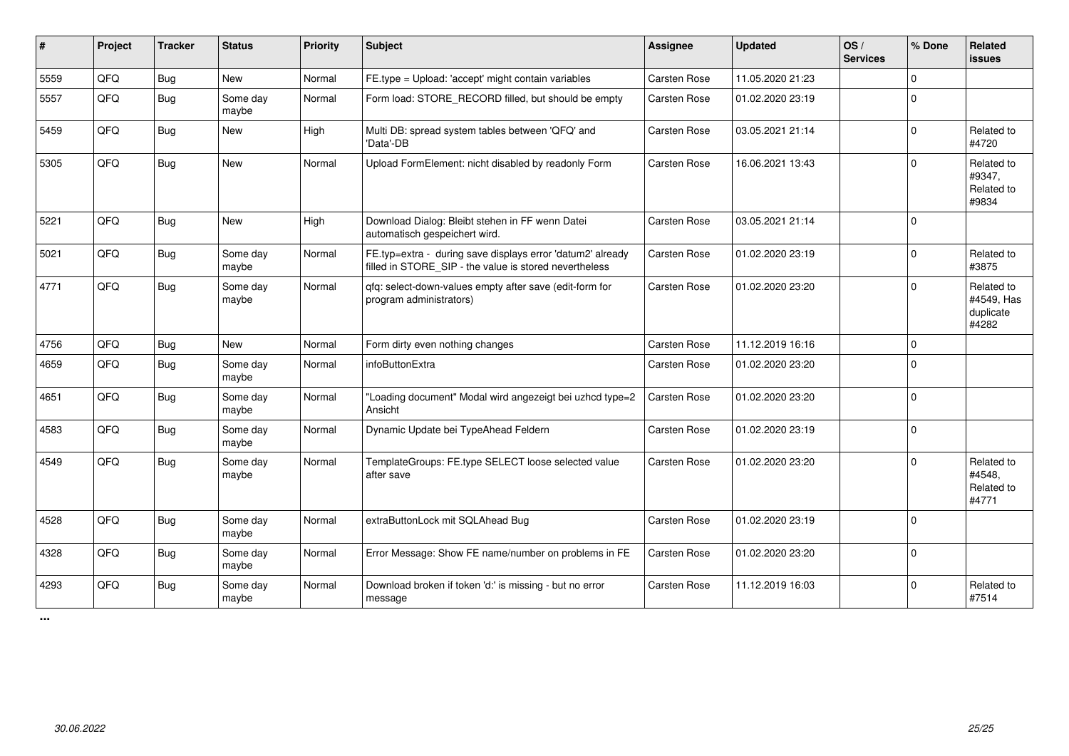| # | Project | Tracker | Status | Priority | Subject | Assignee | Updated | OS / Services | % Done | Related issues |
|---|---|---|---|---|---|---|---|---|---|---|
| 5559 | QFQ | Bug | New | Normal | FE.type = Upload: 'accept' might contain variables | Carsten Rose | 11.05.2020 21:23 | | 0 | |
| 5557 | QFQ | Bug | Some day maybe | Normal | Form load: STORE_RECORD filled, but should be empty | Carsten Rose | 01.02.2020 23:19 | | 0 | |
| 5459 | QFQ | Bug | New | High | Multi DB: spread system tables between 'QFQ' and 'Data'-DB | Carsten Rose | 03.05.2021 21:14 | | 0 | Related to #4720 |
| 5305 | QFQ | Bug | New | Normal | Upload FormElement: nicht disabled by readonly Form | Carsten Rose | 16.06.2021 13:43 | | 0 | Related to #9347, Related to #9834 |
| 5221 | QFQ | Bug | New | High | Download Dialog: Bleibt stehen in FF wenn Datei automatisch gespeichert wird. | Carsten Rose | 03.05.2021 21:14 | | 0 | |
| 5021 | QFQ | Bug | Some day maybe | Normal | FE.typ=extra - during save displays error 'datum2' already filled in STORE_SIP - the value is stored nevertheless | Carsten Rose | 01.02.2020 23:19 | | 0 | Related to #3875 |
| 4771 | QFQ | Bug | Some day maybe | Normal | qfq: select-down-values empty after save (edit-form for program administrators) | Carsten Rose | 01.02.2020 23:20 | | 0 | Related to #4549, Has duplicate #4282 |
| 4756 | QFQ | Bug | New | Normal | Form dirty even nothing changes | Carsten Rose | 11.12.2019 16:16 | | 0 | |
| 4659 | QFQ | Bug | Some day maybe | Normal | infoButtonExtra | Carsten Rose | 01.02.2020 23:20 | | 0 | |
| 4651 | QFQ | Bug | Some day maybe | Normal | "Loading document" Modal wird angezeigt bei uzhcd type=2 Ansicht | Carsten Rose | 01.02.2020 23:20 | | 0 | |
| 4583 | QFQ | Bug | Some day maybe | Normal | Dynamic Update bei TypeAhead Feldern | Carsten Rose | 01.02.2020 23:19 | | 0 | |
| 4549 | QFQ | Bug | Some day maybe | Normal | TemplateGroups: FE.type SELECT loose selected value after save | Carsten Rose | 01.02.2020 23:20 | | 0 | Related to #4548, Related to #4771 |
| 4528 | QFQ | Bug | Some day maybe | Normal | extraButtonLock mit SQLAhead Bug | Carsten Rose | 01.02.2020 23:19 | | 0 | |
| 4328 | QFQ | Bug | Some day maybe | Normal | Error Message: Show FE name/number on problems in FE | Carsten Rose | 01.02.2020 23:20 | | 0 | |
| 4293 | QFQ | Bug | Some day maybe | Normal | Download broken if token 'd:' is missing - but no error message | Carsten Rose | 11.12.2019 16:03 | | 0 | Related to #7514 |

...